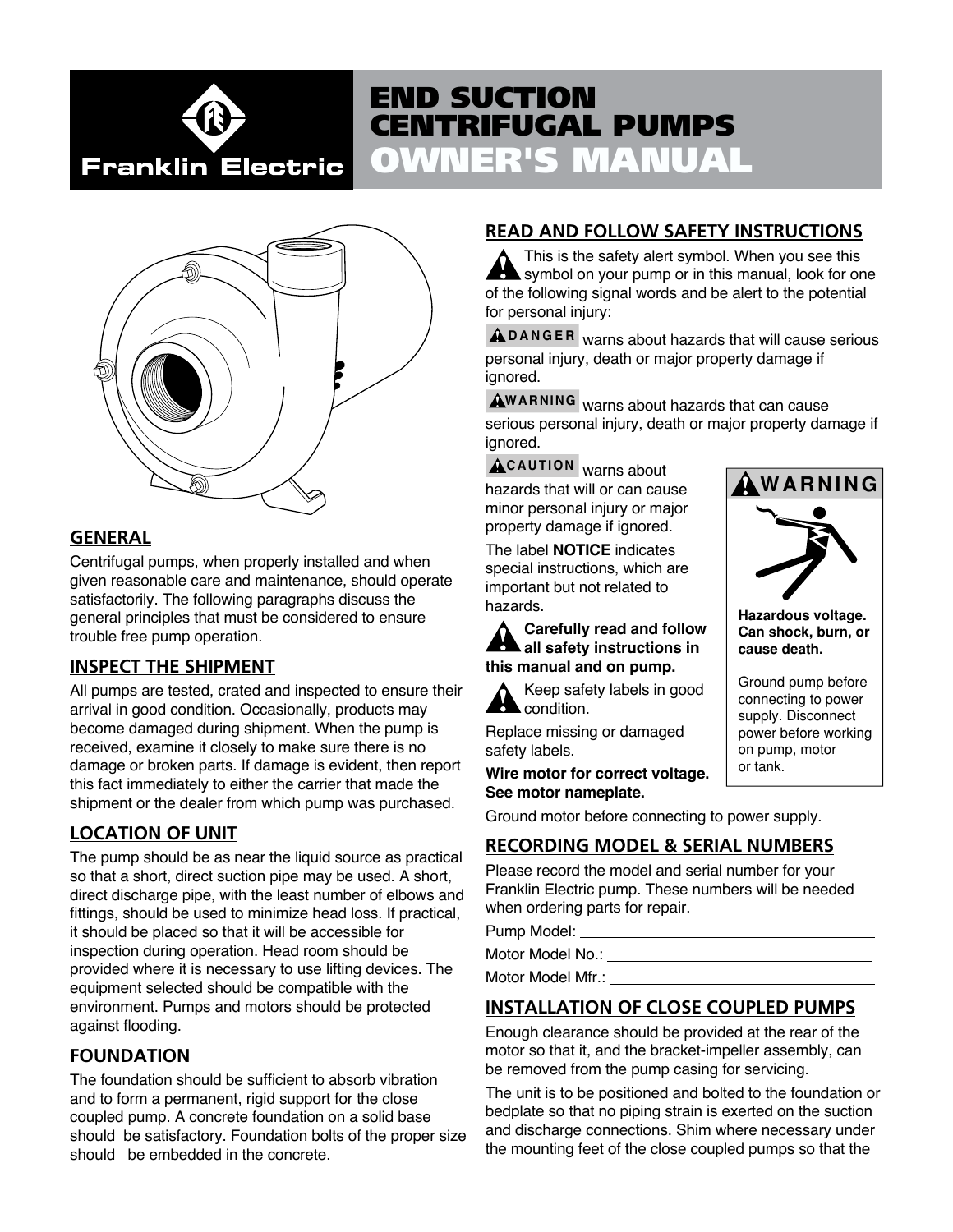Franklin Electric

# END SUCTION CENTRIFUGAL PUMPS OWNER'S MANUAL

## GENERAL

Centrifugal pumps, when properly installed and when given reasonable care and maintenance, should operate satisfactorily. The following paragraphs discuss the general principles that must be considered to ensure trouble free pump operation.

## INSPECT THE SHIPMENT

All pumps are tested, crated and inspected to ensure their arrival in good condition. Occasionally, products may become damaged during shipment. When the pump is received, examine it closely to make sure there is no damage or broken parts. If damage is evident, then report this fact immediately to either the carrier that made the shipment or the dealer from which pump was purchased.

## LOCATION OF UNIT

The pump should be as near the liquid source as practical so that a short, direct suction pipe may be used. A short, direct discharge pipe, with the least number of elbows and fittings, should be used to minimize head loss. If practical, it should be placed so that it will be accessible for inspection during operation. Head room should be provided where it is necessary to use lifting devices. The equipment selected should be compatible with the environment. Pumps and motors should be protected against flooding.

## FOUNDATION

The foundation should be sufficient to absorb vibration and to form a permanent, rigid support for the close coupled pump. A concrete foundation on a solid base should be satisfactory. Foundation bolts of the proper size should be embedded in the concrete.

## READ AND FOLLOW SAFETY INSTRUCTIONS

This is the safety alert symbol. When you see this symbol on your pump or in this manual, look for one of the following signal words and be alert to the potential for personal injury:

**DANGER** warns about hazards that will cause serious personal injury, death or major property damage if ignored.

**WARNING** warns about hazards that can cause serious personal injury, death or major property damage if ignored.

**CAUTION** warns about hazards that will or can cause minor personal injury or major property damage if ignored.

The label **NOTICE** indicates special instructions, which are important but not related to hazards.

**Carefully read and follow all safety instructions in this manual and on pump.**

Keep safety labels in good condition.

Replace missing or damaged safety labels.

**Wire motor for correct voltage. See motor nameplate.**

Ground motor before connecting to power supply.

**WARNING**

**Hazardous voltage. Can shock, burn, or cause death.**

Ground pump before connecting to power supply. Disconnect power before working on pump, motor or tank.

## RECORDING MODEL & SERIAL NUMBERS

Please record the model and serial number for your Franklin Electric pump. These numbers will be needed when ordering parts for repair.

Pump Model: ______________________

Motor Model No.: ______________________

Motor Model Mfr.: ______________________

## INSTALLATION OF CLOSE COUPLED PUMPS

Enough clearance should be provided at the rear of the motor so that it, and the bracket-impeller assembly, can be removed from the pump casing for servicing.

The unit is to be positioned and bolted to the foundation or bedplate so that no piping strain is exerted on the suction and discharge connections. Shim where necessary under the mounting feet of the close coupled pumps so that the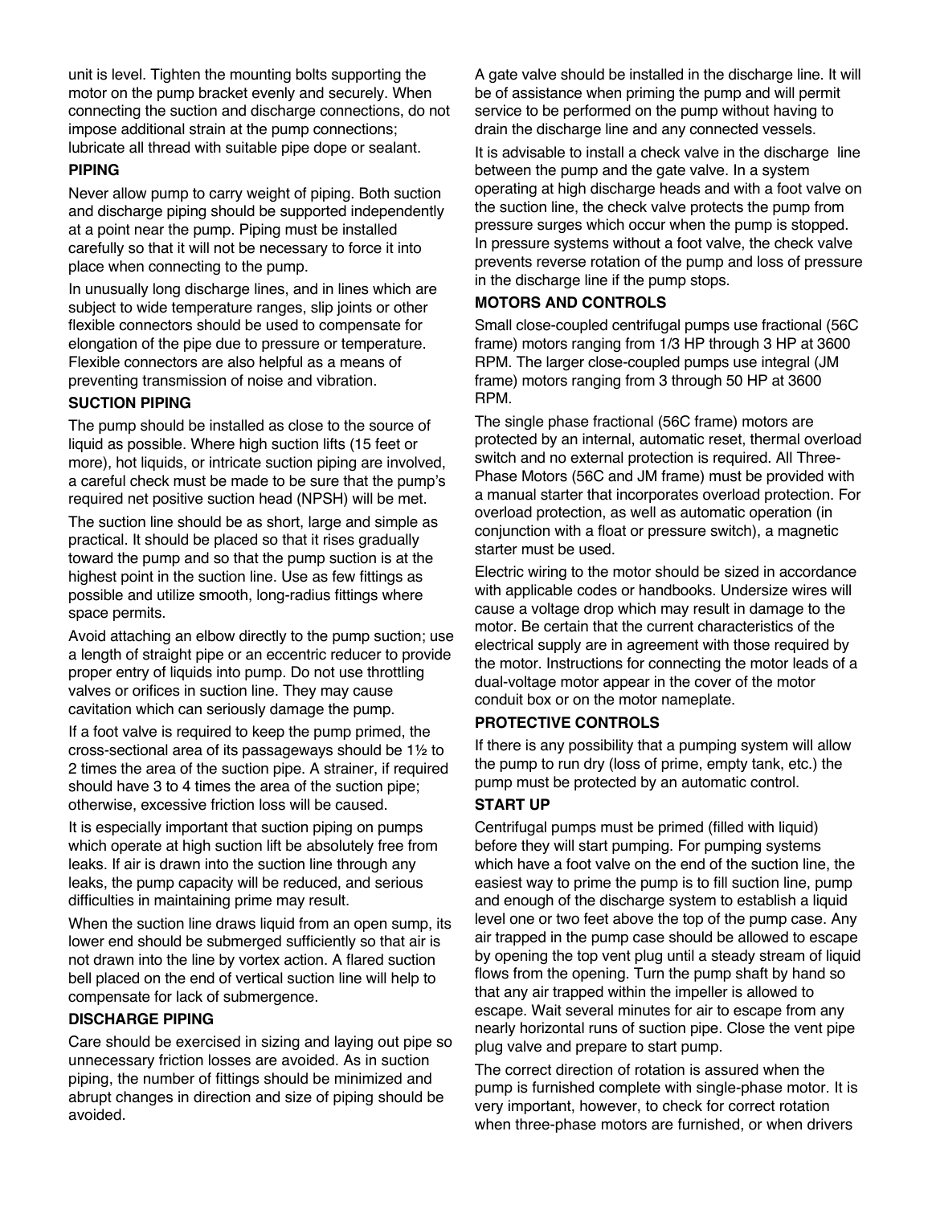unit is level. Tighten the mounting bolts supporting the motor on the pump bracket evenly and securely. When connecting the suction and discharge connections, do not impose additional strain at the pump connections; lubricate all thread with suitable pipe dope or sealant.

### PIPING

Never allow pump to carry weight of piping. Both suction and discharge piping should be supported independently at a point near the pump. Piping must be installed carefully so that it will not be necessary to force it into place when connecting to the pump.

In unusually long discharge lines, and in lines which are subject to wide temperature ranges, slip joints or other flexible connectors should be used to compensate for elongation of the pipe due to pressure or temperature. Flexible connectors are also helpful as a means of preventing transmission of noise and vibration.

### SUCTION PIPING

The pump should be installed as close to the source of liquid as possible. Where high suction lifts (15 feet or more), hot liquids, or intricate suction piping are involved, a careful check must be made to be sure that the pump's required net positive suction head (NPSH) will be met.

The suction line should be as short, large and simple as practical. It should be placed so that it rises gradually toward the pump and so that the pump suction is at the highest point in the suction line. Use as few fittings as possible and utilize smooth, long-radius fittings where space permits.

Avoid attaching an elbow directly to the pump suction; use a length of straight pipe or an eccentric reducer to provide proper entry of liquids into pump. Do not use throttling valves or orifices in suction line. They may cause cavitation which can seriously damage the pump.

If a foot valve is required to keep the pump primed, the cross-sectional area of its passageways should be 1½ to 2 times the area of the suction pipe. A strainer, if required should have 3 to 4 times the area of the suction pipe; otherwise, excessive friction loss will be caused.

It is especially important that suction piping on pumps which operate at high suction lift be absolutely free from leaks. If air is drawn into the suction line through any leaks, the pump capacity will be reduced, and serious difficulties in maintaining prime may result.

When the suction line draws liquid from an open sump, its lower end should be submerged sufficiently so that air is not drawn into the line by vortex action. A flared suction bell placed on the end of vertical suction line will help to compensate for lack of submergence.

### DISCHARGE PIPING

Care should be exercised in sizing and laying out pipe so unnecessary friction losses are avoided. As in suction piping, the number of fittings should be minimized and abrupt changes in direction and size of piping should be avoided.

A gate valve should be installed in the discharge line. It will be of assistance when priming the pump and will permit service to be performed on the pump without having to drain the discharge line and any connected vessels.

It is advisable to install a check valve in the discharge line between the pump and the gate valve. In a system operating at high discharge heads and with a foot valve on the suction line, the check valve protects the pump from pressure surges which occur when the pump is stopped. In pressure systems without a foot valve, the check valve prevents reverse rotation of the pump and loss of pressure in the discharge line if the pump stops.

### MOTORS AND CONTROLS

Small close-coupled centrifugal pumps use fractional (56C frame) motors ranging from 1/3 HP through 3 HP at 3600 RPM. The larger close-coupled pumps use integral (JM frame) motors ranging from 3 through 50 HP at 3600 RPM.

The single phase fractional (56C frame) motors are protected by an internal, automatic reset, thermal overload switch and no external protection is required. All Three-Phase Motors (56C and JM frame) must be provided with a manual starter that incorporates overload protection. For overload protection, as well as automatic operation (in conjunction with a float or pressure switch), a magnetic starter must be used.

Electric wiring to the motor should be sized in accordance with applicable codes or handbooks. Undersize wires will cause a voltage drop which may result in damage to the motor. Be certain that the current characteristics of the electrical supply are in agreement with those required by the motor. Instructions for connecting the motor leads of a dual-voltage motor appear in the cover of the motor conduit box or on the motor nameplate.

### PROTECTIVE CONTROLS

If there is any possibility that a pumping system will allow the pump to run dry (loss of prime, empty tank, etc.) the pump must be protected by an automatic control.

### START UP

Centrifugal pumps must be primed (filled with liquid) before they will start pumping. For pumping systems which have a foot valve on the end of the suction line, the easiest way to prime the pump is to fill suction line, pump and enough of the discharge system to establish a liquid level one or two feet above the top of the pump case. Any air trapped in the pump case should be allowed to escape by opening the top vent plug until a steady stream of liquid flows from the opening. Turn the pump shaft by hand so that any air trapped within the impeller is allowed to escape. Wait several minutes for air to escape from any nearly horizontal runs of suction pipe. Close the vent pipe plug valve and prepare to start pump.

The correct direction of rotation is assured when the pump is furnished complete with single-phase motor. It is very important, however, to check for correct rotation when three-phase motors are furnished, or when drivers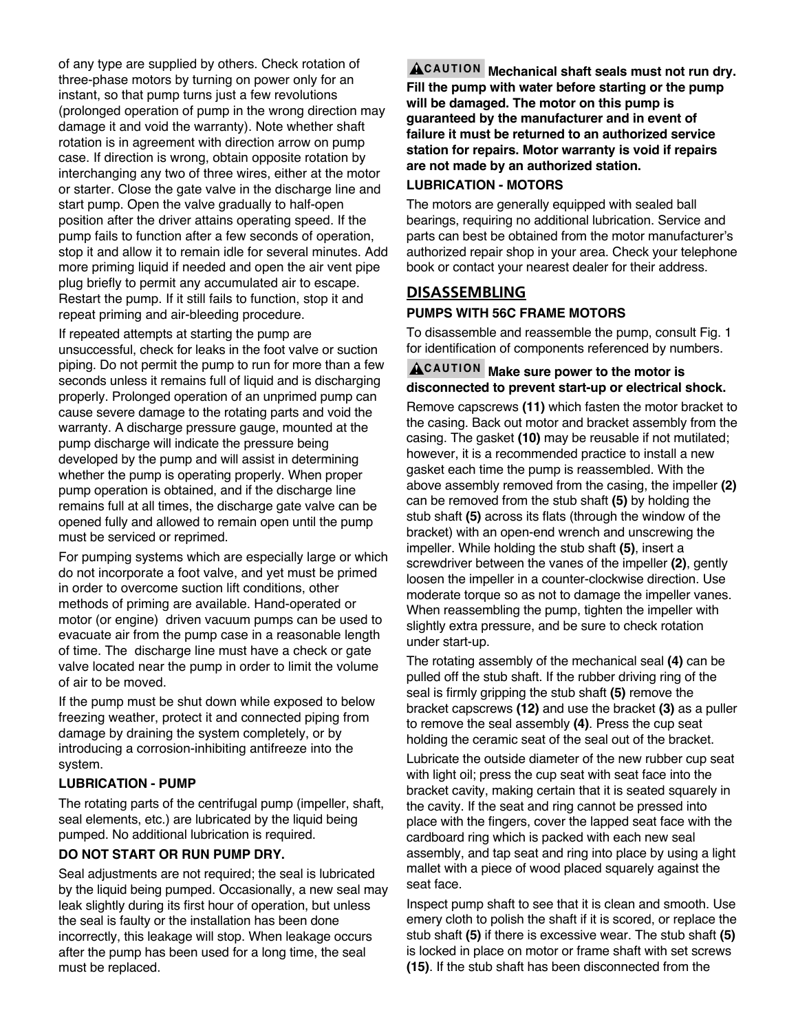of any type are supplied by others. Check rotation of three-phase motors by turning on power only for an instant, so that pump turns just a few revolutions (prolonged operation of pump in the wrong direction may damage it and void the warranty). Note whether shaft rotation is in agreement with direction arrow on pump case. If direction is wrong, obtain opposite rotation by interchanging any two of three wires, either at the motor or starter. Close the gate valve in the discharge line and start pump. Open the valve gradually to half-open position after the driver attains operating speed. If the pump fails to function after a few seconds of operation, stop it and allow it to remain idle for several minutes. Add more priming liquid if needed and open the air vent pipe plug briefly to permit any accumulated air to escape. Restart the pump. If it still fails to function, stop it and repeat priming and air-bleeding procedure.

If repeated attempts at starting the pump are unsuccessful, check for leaks in the foot valve or suction piping. Do not permit the pump to run for more than a few seconds unless it remains full of liquid and is discharging properly. Prolonged operation of an unprimed pump can cause severe damage to the rotating parts and void the warranty. A discharge pressure gauge, mounted at the pump discharge will indicate the pressure being developed by the pump and will assist in determining whether the pump is operating properly. When proper pump operation is obtained, and if the discharge line remains full at all times, the discharge gate valve can be opened fully and allowed to remain open until the pump must be serviced or reprimed.

For pumping systems which are especially large or which do not incorporate a foot valve, and yet must be primed in order to overcome suction lift conditions, other methods of priming are available. Hand-operated or motor (or engine) driven vacuum pumps can be used to evacuate air from the pump case in a reasonable length of time. The discharge line must have a check or gate valve located near the pump in order to limit the volume of air to be moved.

If the pump must be shut down while exposed to below freezing weather, protect it and connected piping from damage by draining the system completely, or by introducing a corrosion-inhibiting antifreeze into the system.

### LUBRICATION - PUMP

The rotating parts of the centrifugal pump (impeller, shaft, seal elements, etc.) are lubricated by the liquid being pumped. No additional lubrication is required.

### DO NOT START OR RUN PUMP DRY.

Seal adjustments are not required; the seal is lubricated by the liquid being pumped. Occasionally, a new seal may leak slightly during its first hour of operation, but unless the seal is faulty or the installation has been done incorrectly, this leakage will stop. When leakage occurs after the pump has been used for a long time, the seal must be replaced.

**⚠CAUTION Mechanical shaft seals must not run dry. Fill the pump with water before starting or the pump will be damaged. The motor on this pump is guaranteed by the manufacturer and in event of failure it must be returned to an authorized service station for repairs. Motor warranty is void if repairs are not made by an authorized station.**

### LUBRICATION - MOTORS

The motors are generally equipped with sealed ball bearings, requiring no additional lubrication. Service and parts can best be obtained from the motor manufacturer's authorized repair shop in your area. Check your telephone book or contact your nearest dealer for their address.

## DISASSEMBLING

### PUMPS WITH 56C FRAME MOTORS

To disassemble and reassemble the pump, consult Fig. 1 for identification of components referenced by numbers.

**⚠CAUTION Make sure power to the motor is disconnected to prevent start-up or electrical shock.**

Remove capscrews **(11)** which fasten the motor bracket to the casing. Back out motor and bracket assembly from the casing. The gasket **(10)** may be reusable if not mutilated; however, it is a recommended practice to install a new gasket each time the pump is reassembled. With the above assembly removed from the casing, the impeller **(2)** can be removed from the stub shaft **(5)** by holding the stub shaft **(5)** across its flats (through the window of the bracket) with an open-end wrench and unscrewing the impeller. While holding the stub shaft **(5)**, insert a screwdriver between the vanes of the impeller **(2)**, gently loosen the impeller in a counter-clockwise direction. Use moderate torque so as not to damage the impeller vanes. When reassembling the pump, tighten the impeller with slightly extra pressure, and be sure to check rotation under start-up.

The rotating assembly of the mechanical seal **(4)** can be pulled off the stub shaft. If the rubber driving ring of the seal is firmly gripping the stub shaft **(5)** remove the bracket capscrews **(12)** and use the bracket **(3)** as a puller to remove the seal assembly **(4)**. Press the cup seat holding the ceramic seat of the seal out of the bracket.

Lubricate the outside diameter of the new rubber cup seat with light oil; press the cup seat with seat face into the bracket cavity, making certain that it is seated squarely in the cavity. If the seat and ring cannot be pressed into place with the fingers, cover the lapped seat face with the cardboard ring which is packed with each new seal assembly, and tap seat and ring into place by using a light mallet with a piece of wood placed squarely against the seat face.

Inspect pump shaft to see that it is clean and smooth. Use emery cloth to polish the shaft if it is scored, or replace the stub shaft **(5)** if there is excessive wear. The stub shaft **(5)** is locked in place on motor or frame shaft with set screws **(15)**. If the stub shaft has been disconnected from the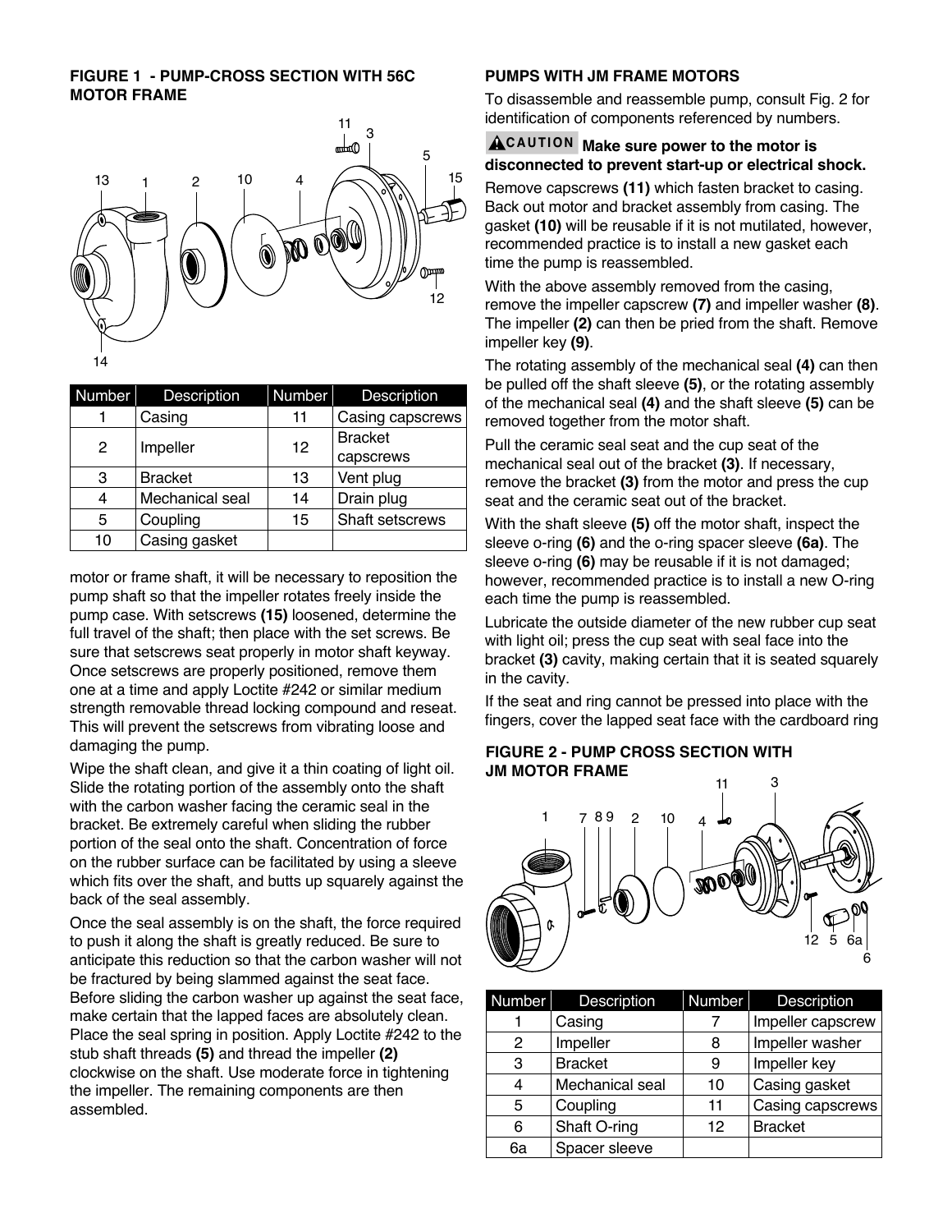**FIGURE 1 - PUMP-CROSS SECTION WITH 56C MOTOR FRAME**

| Number | Description | Number | Description |
|---|---|---|---|
| 1 | Casing | 11 | Casing capscrews |
| 2 | Impeller | 12 | Bracket capscrews |
| 3 | Bracket | 13 | Vent plug |
| 4 | Mechanical seal | 14 | Drain plug |
| 5 | Coupling | 15 | Shaft setscrews |
| 10 | Casing gasket | | |

motor or frame shaft, it will be necessary to reposition the pump shaft so that the impeller rotates freely inside the pump case. With setscrews **(15)** loosened, determine the full travel of the shaft; then place with the set screws. Be sure that setscrews seat properly in motor shaft keyway. Once setscrews are properly positioned, remove them one at a time and apply Loctite #242 or similar medium strength removable thread locking compound and reseat. This will prevent the setscrews from vibrating loose and damaging the pump.

Wipe the shaft clean, and give it a thin coating of light oil. Slide the rotating portion of the assembly onto the shaft with the carbon washer facing the ceramic seal in the bracket. Be extremely careful when sliding the rubber portion of the seal onto the shaft. Concentration of force on the rubber surface can be facilitated by using a sleeve which fits over the shaft, and butts up squarely against the back of the seal assembly.

Once the seal assembly is on the shaft, the force required to push it along the shaft is greatly reduced. Be sure to anticipate this reduction so that the carbon washer will not be fractured by being slammed against the seat face. Before sliding the carbon washer up against the seat face, make certain that the lapped faces are absolutely clean. Place the seal spring in position. Apply Loctite #242 to the stub shaft threads **(5)** and thread the impeller **(2)** clockwise on the shaft. Use moderate force in tightening the impeller. The remaining components are then assembled.

**PUMPS WITH JM FRAME MOTORS**

To disassemble and reassemble pump, consult Fig. 2 for identification of components referenced by numbers.

**CAUTION Make sure power to the motor is disconnected to prevent start-up or electrical shock.**

Remove capscrews **(11)** which fasten bracket to casing. Back out motor and bracket assembly from casing. The gasket **(10)** will be reusable if it is not mutilated, however, recommended practice is to install a new gasket each time the pump is reassembled.

With the above assembly removed from the casing, remove the impeller capscrew **(7)** and impeller washer **(8)**. The impeller **(2)** can then be pried from the shaft. Remove impeller key **(9)**.

The rotating assembly of the mechanical seal **(4)** can then be pulled off the shaft sleeve **(5)**, or the rotating assembly of the mechanical seal **(4)** and the shaft sleeve **(5)** can be removed together from the motor shaft.

Pull the ceramic seal seat and the cup seat of the mechanical seal out of the bracket **(3)**. If necessary, remove the bracket **(3)** from the motor and press the cup seat and the ceramic seat out of the bracket.

With the shaft sleeve **(5)** off the motor shaft, inspect the sleeve o-ring **(6)** and the o-ring spacer sleeve **(6a)**. The sleeve o-ring **(6)** may be reusable if it is not damaged; however, recommended practice is to install a new O-ring each time the pump is reassembled.

Lubricate the outside diameter of the new rubber cup seat with light oil; press the cup seat with seal face into the bracket **(3)** cavity, making certain that it is seated squarely in the cavity.

If the seat and ring cannot be pressed into place with the fingers, cover the lapped seat face with the cardboard ring

**FIGURE 2 - PUMP CROSS SECTION WITH JM MOTOR FRAME**

| Number | Description | Number | Description |
|---|---|---|---|
| 1 | Casing | 7 | Impeller capscrew |
| 2 | Impeller | 8 | Impeller washer |
| 3 | Bracket | 9 | Impeller key |
| 4 | Mechanical seal | 10 | Casing gasket |
| 5 | Coupling | 11 | Casing capscrews |
| 6 | Shaft O-ring | 12 | Bracket |
| 6a | Spacer sleeve | | |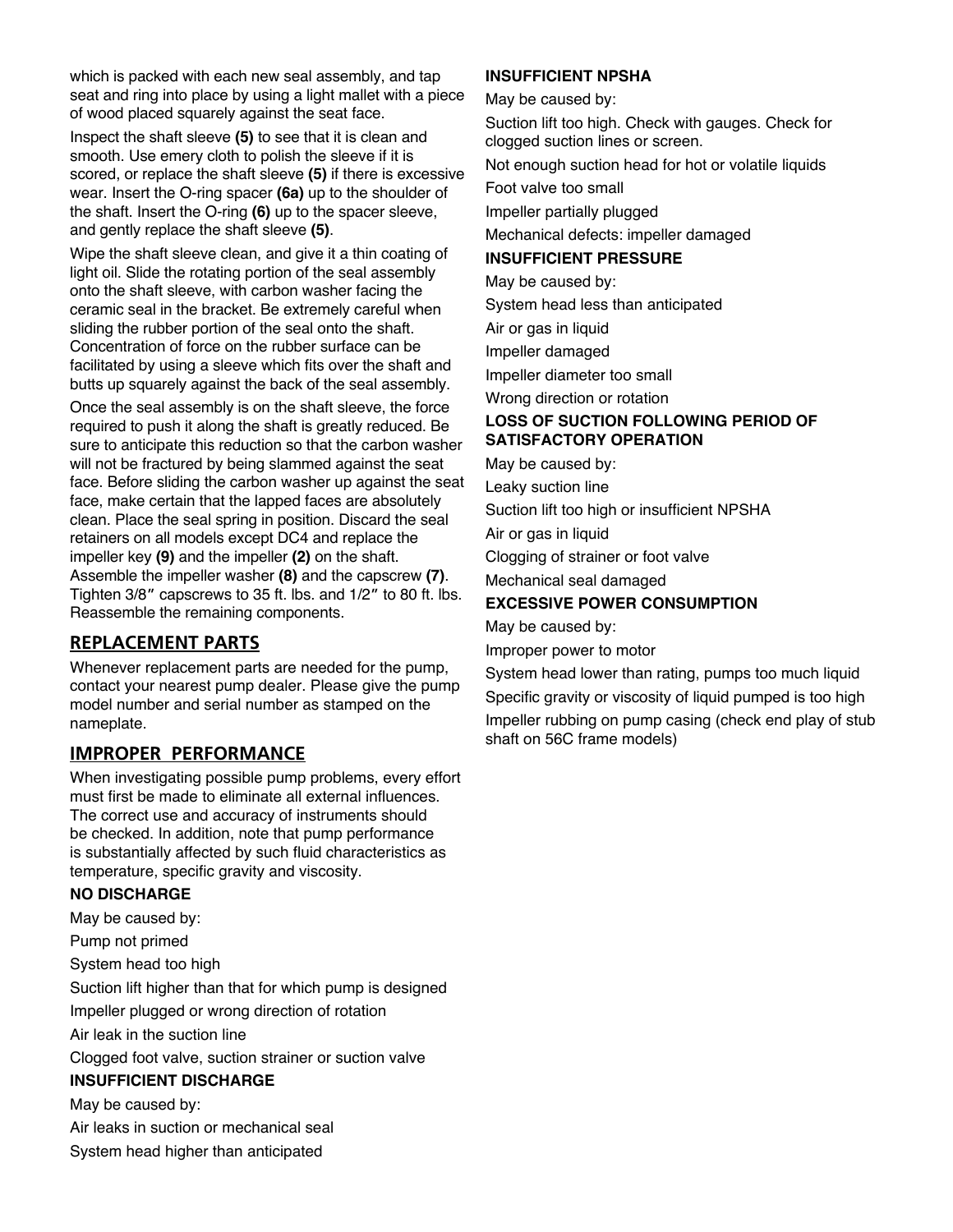which is packed with each new seal assembly, and tap seat and ring into place by using a light mallet with a piece of wood placed squarely against the seat face.

Inspect the shaft sleeve **(5)** to see that it is clean and smooth. Use emery cloth to polish the sleeve if it is scored, or replace the shaft sleeve **(5)** if there is excessive wear. Insert the O-ring spacer **(6a)** up to the shoulder of the shaft. Insert the O-ring **(6)** up to the spacer sleeve, and gently replace the shaft sleeve **(5)**.

Wipe the shaft sleeve clean, and give it a thin coating of light oil. Slide the rotating portion of the seal assembly onto the shaft sleeve, with carbon washer facing the ceramic seal in the bracket. Be extremely careful when sliding the rubber portion of the seal onto the shaft. Concentration of force on the rubber surface can be facilitated by using a sleeve which fits over the shaft and butts up squarely against the back of the seal assembly.

Once the seal assembly is on the shaft sleeve, the force required to push it along the shaft is greatly reduced. Be sure to anticipate this reduction so that the carbon washer will not be fractured by being slammed against the seat face. Before sliding the carbon washer up against the seat face, make certain that the lapped faces are absolutely clean. Place the seal spring in position. Discard the seal retainers on all models except DC4 and replace the impeller key **(9)** and the impeller **(2)** on the shaft. Assemble the impeller washer **(8)** and the capscrew **(7)**. Tighten 3/8″ capscrews to 35 ft. lbs. and 1/2″ to 80 ft. lbs. Reassemble the remaining components.

## REPLACEMENT PARTS

Whenever replacement parts are needed for the pump, contact your nearest pump dealer. Please give the pump model number and serial number as stamped on the nameplate.

## IMPROPER PERFORMANCE

When investigating possible pump problems, every effort must first be made to eliminate all external influences. The correct use and accuracy of instruments should be checked. In addition, note that pump performance is substantially affected by such fluid characteristics as temperature, specific gravity and viscosity.

### NO DISCHARGE

May be caused by:

Pump not primed

System head too high

Suction lift higher than that for which pump is designed

Impeller plugged or wrong direction of rotation

Air leak in the suction line

Clogged foot valve, suction strainer or suction valve

### INSUFFICIENT DISCHARGE

May be caused by:

Air leaks in suction or mechanical seal

System head higher than anticipated

### INSUFFICIENT NPSHA

May be caused by:

Suction lift too high. Check with gauges. Check for clogged suction lines or screen.

Not enough suction head for hot or volatile liquids

Foot valve too small

Impeller partially plugged

Mechanical defects: impeller damaged

### INSUFFICIENT PRESSURE

May be caused by:

System head less than anticipated

Air or gas in liquid

Impeller damaged

Impeller diameter too small

Wrong direction or rotation

### LOSS OF SUCTION FOLLOWING PERIOD OF SATISFACTORY OPERATION

May be caused by:

Leaky suction line

Suction lift too high or insufficient NPSHA

Air or gas in liquid

Clogging of strainer or foot valve

Mechanical seal damaged

### EXCESSIVE POWER CONSUMPTION

May be caused by:

Improper power to motor

System head lower than rating, pumps too much liquid

Specific gravity or viscosity of liquid pumped is too high

Impeller rubbing on pump casing (check end play of stub shaft on 56C frame models)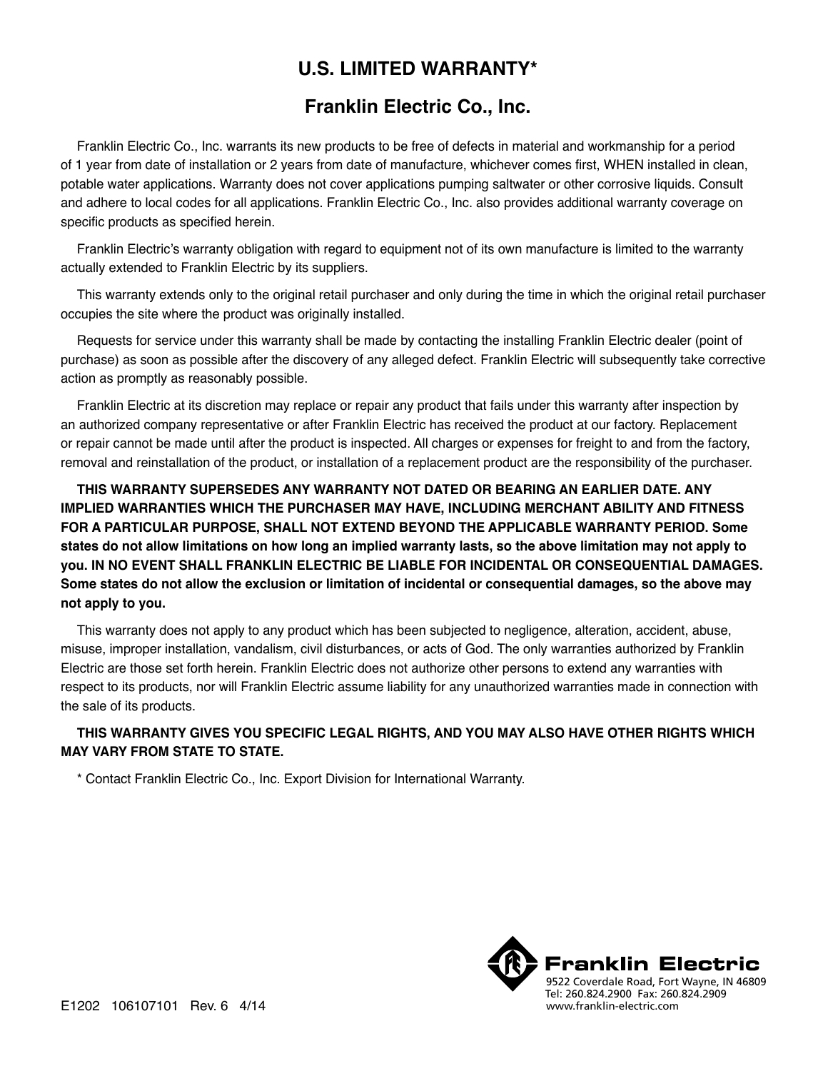# U.S. LIMITED WARRANTY*

## Franklin Electric Co., Inc.

Franklin Electric Co., Inc. warrants its new products to be free of defects in material and workmanship for a period of 1 year from date of installation or 2 years from date of manufacture, whichever comes first, WHEN installed in clean, potable water applications. Warranty does not cover applications pumping saltwater or other corrosive liquids. Consult and adhere to local codes for all applications. Franklin Electric Co., Inc. also provides additional warranty coverage on specific products as specified herein.

Franklin Electric's warranty obligation with regard to equipment not of its own manufacture is limited to the warranty actually extended to Franklin Electric by its suppliers.

This warranty extends only to the original retail purchaser and only during the time in which the original retail purchaser occupies the site where the product was originally installed.

Requests for service under this warranty shall be made by contacting the installing Franklin Electric dealer (point of purchase) as soon as possible after the discovery of any alleged defect. Franklin Electric will subsequently take corrective action as promptly as reasonably possible.

Franklin Electric at its discretion may replace or repair any product that fails under this warranty after inspection by an authorized company representative or after Franklin Electric has received the product at our factory. Replacement or repair cannot be made until after the product is inspected. All charges or expenses for freight to and from the factory, removal and reinstallation of the product, or installation of a replacement product are the responsibility of the purchaser.

**THIS WARRANTY SUPERSEDES ANY WARRANTY NOT DATED OR BEARING AN EARLIER DATE. ANY IMPLIED WARRANTIES WHICH THE PURCHASER MAY HAVE, INCLUDING MERCHANT ABILITY AND FITNESS FOR A PARTICULAR PURPOSE, SHALL NOT EXTEND BEYOND THE APPLICABLE WARRANTY PERIOD. Some states do not allow limitations on how long an implied warranty lasts, so the above limitation may not apply to you. IN NO EVENT SHALL FRANKLIN ELECTRIC BE LIABLE FOR INCIDENTAL OR CONSEQUENTIAL DAMAGES. Some states do not allow the exclusion or limitation of incidental or consequential damages, so the above may not apply to you.**

This warranty does not apply to any product which has been subjected to negligence, alteration, accident, abuse, misuse, improper installation, vandalism, civil disturbances, or acts of God. The only warranties authorized by Franklin Electric are those set forth herein. Franklin Electric does not authorize other persons to extend any warranties with respect to its products, nor will Franklin Electric assume liability for any unauthorized warranties made in connection with the sale of its products.

**THIS WARRANTY GIVES YOU SPECIFIC LEGAL RIGHTS, AND YOU MAY ALSO HAVE OTHER RIGHTS WHICH MAY VARY FROM STATE TO STATE.**

* Contact Franklin Electric Co., Inc. Export Division for International Warranty.

**Franklin Electric**
9522 Coverdale Road, Fort Wayne, IN 46809
Tel: 260.824.2900 Fax: 260.824.2909
www.franklin-electric.com

E1202 106107101 Rev. 6 4/14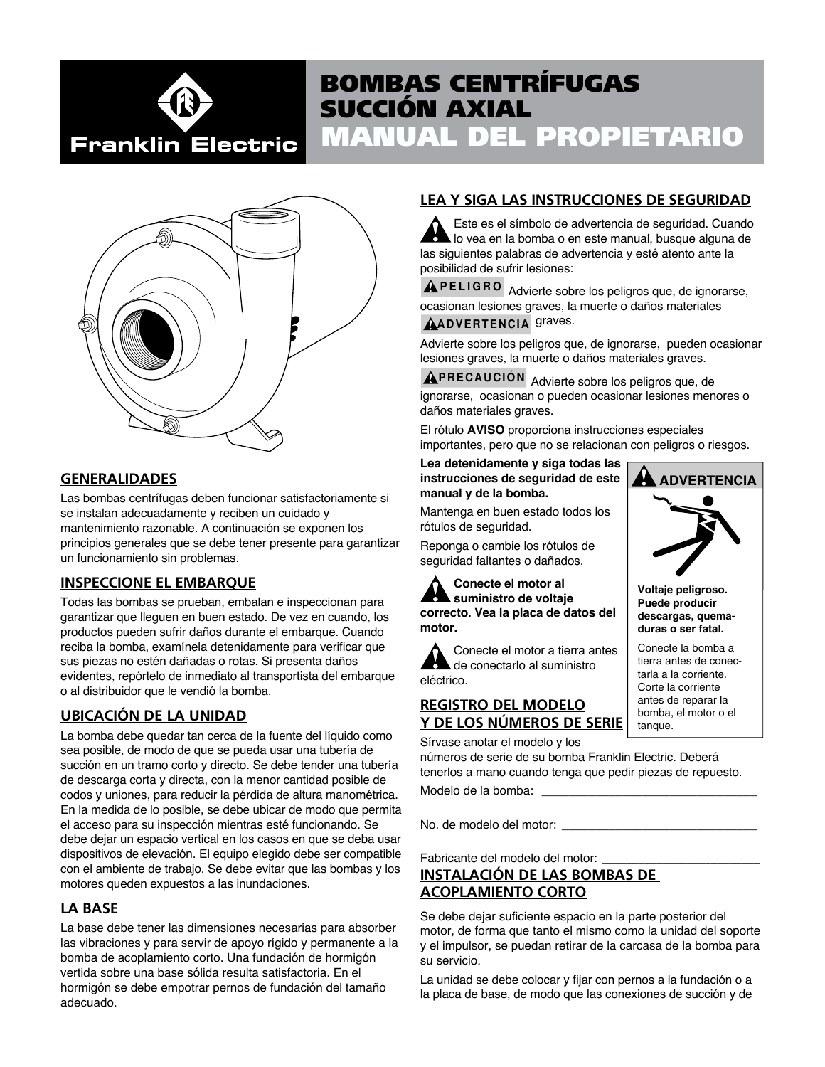# BOMBAS CENTRÍFUGAS SUCCIÓN AXIAL

# MANUAL DEL PROPIETARIO

Franklin Electric

## GENERALIDADES

Las bombas centrífugas deben funcionar satisfactoriamente si se instalan adecuadamente y reciben un cuidado y mantenimiento razonable. A continuación se exponen los principios generales que se debe tener presente para garantizar un funcionamiento sin problemas.

## INSPECCIONE EL EMBARQUE

Todas las bombas se prueban, embalan e inspeccionan para garantizar que lleguen en buen estado. De vez en cuando, los productos pueden sufrir daños durante el embarque. Cuando reciba la bomba, examínela detenidamente para verificar que sus piezas no estén dañadas o rotas. Si presenta daños evidentes, repórtelo de inmediato al transportista del embarque o al distribuidor que le vendió la bomba.

## UBICACIÓN DE LA UNIDAD

La bomba debe quedar tan cerca de la fuente del líquido como sea posible, de modo de que se pueda usar una tubería de succión en un tramo corto y directo. Se debe tender una tubería de descarga corta y directa, con la menor cantidad posible de codos y uniones, para reducir la pérdida de altura manométrica. En la medida de lo posible, se debe ubicar de modo que permita el acceso para su inspección mientras esté funcionando. Se debe dejar un espacio vertical en los casos en que se deba usar dispositivos de elevación. El equipo elegido debe ser compatible con el ambiente de trabajo. Se debe evitar que las bombas y los motores queden expuestos a las inundaciones.

## LA BASE

La base debe tener las dimensiones necesarias para absorber las vibraciones y para servir de apoyo rígido y permanente a la bomba de acoplamiento corto. Una fundación de hormigón vertida sobre una base sólida resulta satisfactoria. En el hormigón se debe empotrar pernos de fundación del tamaño adecuado.

## LEA Y SIGA LAS INSTRUCCIONES DE SEGURIDAD

⚠ Este es el símbolo de advertencia de seguridad. Cuando lo vea en la bomba o en este manual, busque alguna de las siguientes palabras de advertencia y esté atento ante la posibilidad de sufrir lesiones:

**⚠PELIGRO** Advierte sobre los peligros que, de ignorarse, ocasionan lesiones graves, la muerte o daños materiales graves.

**⚠ADVERTENCIA** Advierte sobre los peligros que, de ignorarse, pueden ocasionar lesiones graves, la muerte o daños materiales graves.

**⚠PRECAUCIÓN** Advierte sobre los peligros que, de ignorarse, ocasionan o pueden ocasionar lesiones menores o daños materiales graves.

El rótulo **AVISO** proporciona instrucciones especiales importantes, pero que no se relacionan con peligros o riesgos.

**Lea detenidamente y siga todas las instrucciones de seguridad de este manual y de la bomba.**

Mantenga en buen estado todos los rótulos de seguridad.

Reponga o cambie los rótulos de seguridad faltantes o dañados.

⚠ **Conecte el motor al suministro de voltaje correcto. Vea la placa de datos del motor.**

⚠ Conecte el motor a tierra antes de conectarlo al suministro eléctrico.

> **⚠ ADVERTENCIA**
>
> **Voltaje peligroso. Puede producir descargas, quemaduras o ser fatal.**
>
> Conecte la bomba a tierra antes de conectarla a la corriente. Corte la corriente antes de reparar la bomba, el motor o el tanque.

## REGISTRO DEL MODELO Y DE LOS NÚMEROS DE SERIE

Sírvase anotar el modelo y los números de serie de su bomba Franklin Electric. Deberá tenerlos a mano cuando tenga que pedir piezas de repuesto.

Modelo de la bomba: ________________________________

No. de modelo del motor: ____________________________

Fabricante del modelo del motor: _______________________

## INSTALACIÓN DE LAS BOMBAS DE ACOPLAMIENTO CORTO

Se debe dejar suficiente espacio en la parte posterior del motor, de forma que tanto el mismo como la unidad del soporte y el impulsor, se puedan retirar de la carcasa de la bomba para su servicio.

La unidad se debe colocar y fijar con pernos a la fundación o a la placa de base, de modo que las conexiones de succión y de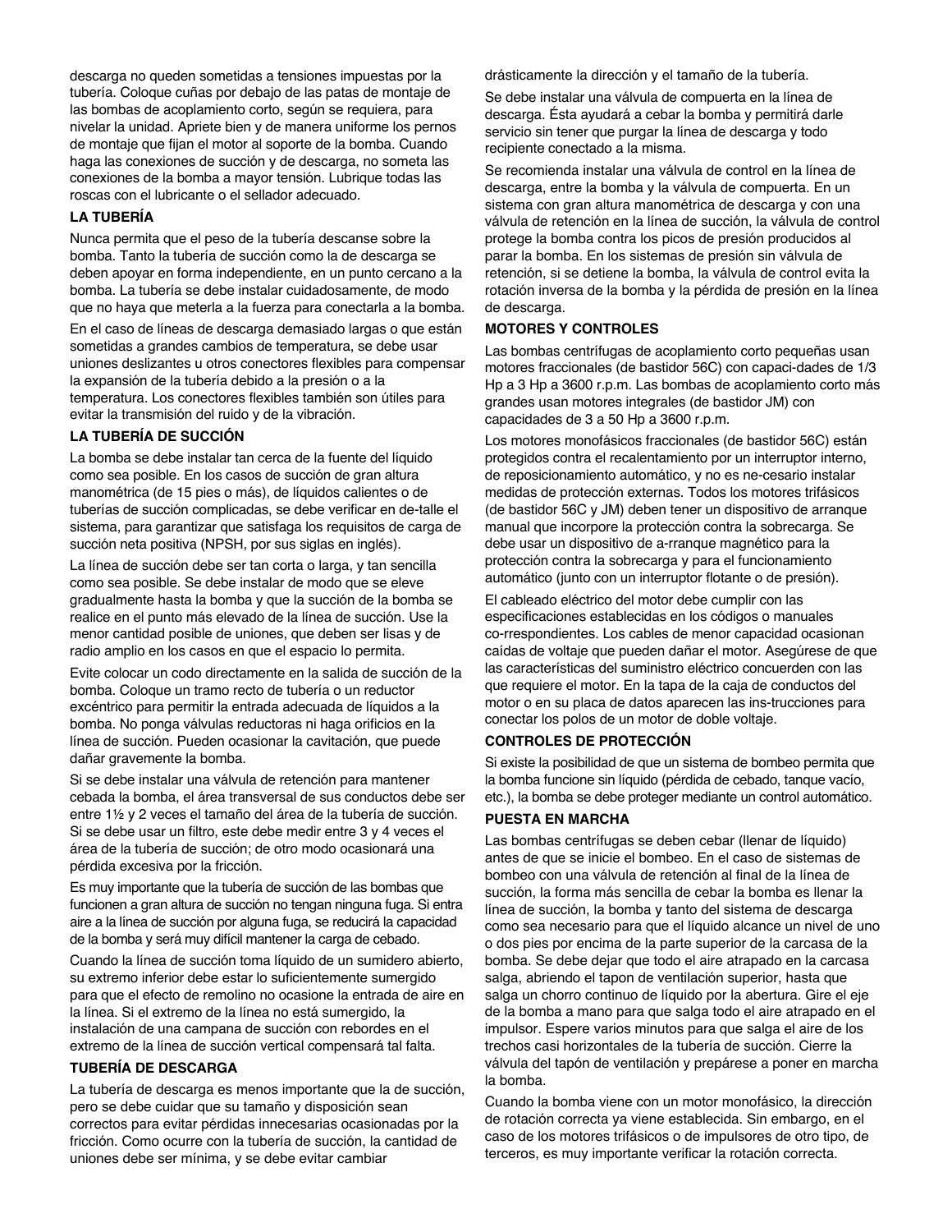descarga no queden sometidas a tensiones impuestas por la tubería. Coloque cuñas por debajo de las patas de montaje de las bombas de acoplamiento corto, según se requiera, para nivelar la unidad. Apriete bien y de manera uniforme los pernos de montaje que fijan el motor al soporte de la bomba. Cuando haga las conexiones de succión y de descarga, no someta las conexiones de la bomba a mayor tensión. Lubrique todas las roscas con el lubricante o el sellador adecuado.

**LA TUBERÍA**

Nunca permita que el peso de la tubería descanse sobre la bomba. Tanto la tubería de succión como la de descarga se deben apoyar en forma independiente, en un punto cercano a la bomba. La tubería se debe instalar cuidadosamente, de modo que no haya que meterla a la fuerza para conectarla a la bomba.

En el caso de líneas de descarga demasiado largas o que están sometidas a grandes cambios de temperatura, se debe usar uniones deslizantes u otros conectores flexibles para compensar la expansión de la tubería debido a la presión o a la temperatura. Los conectores flexibles también son útiles para evitar la transmisión del ruido y de la vibración.

**LA TUBERÍA DE SUCCIÓN**

La bomba se debe instalar tan cerca de la fuente del líquido como sea posible. En los casos de succión de gran altura manométrica (de 15 pies o más), de líquidos calientes o de tuberías de succión complicadas, se debe verificar en de-talle el sistema, para garantizar que satisfaga los requisitos de carga de succión neta positiva (NPSH, por sus siglas en inglés).

La línea de succión debe ser tan corta o larga, y tan sencilla como sea posible. Se debe instalar de modo que se eleve gradualmente hasta la bomba y que la succión de la bomba se realice en el punto más elevado de la línea de succión. Use la menor cantidad posible de uniones, que deben ser lisas y de radio amplio en los casos en que el espacio lo permita.

Evite colocar un codo directamente en la salida de succión de la bomba. Coloque un tramo recto de tubería o un reductor excéntrico para permitir la entrada adecuada de líquidos a la bomba. No ponga válvulas reductoras ni haga orificios en la línea de succión. Pueden ocasionar la cavitación, que puede dañar gravemente la bomba.

Si se debe instalar una válvula de retención para mantener cebada la bomba, el área transversal de sus conductos debe ser entre 1½ y 2 veces el tamaño del área de la tubería de succión. Si se debe usar un filtro, este debe medir entre 3 y 4 veces el área de la tubería de succión; de otro modo ocasionará una pérdida excesiva por la fricción.

Es muy importante que la tubería de succión de las bombas que funcionen a gran altura de succión no tengan ninguna fuga. Si entra aire a la línea de succión por alguna fuga, se reducirá la capacidad de la bomba y será muy difícil mantener la carga de cebado.

Cuando la línea de succión toma líquido de un sumidero abierto, su extremo inferior debe estar lo suficientemente sumergido para que el efecto de remolino no ocasione la entrada de aire en la línea. Si el extremo de la línea no está sumergido, la instalación de una campana de succión con rebordes en el extremo de la línea de succión vertical compensará tal falta.

**TUBERÍA DE DESCARGA**

La tubería de descarga es menos importante que la de succión, pero se debe cuidar que su tamaño y disposición sean correctos para evitar pérdidas innecesarias ocasionadas por la fricción. Como ocurre con la tubería de succión, la cantidad de uniones debe ser mínima, y se debe evitar cambiar drásticamente la dirección y el tamaño de la tubería.

Se debe instalar una válvula de compuerta en la línea de descarga. Ésta ayudará a cebar la bomba y permitirá darle servicio sin tener que purgar la línea de descarga y todo recipiente conectado a la misma.

Se recomienda instalar una válvula de control en la línea de descarga, entre la bomba y la válvula de compuerta. En un sistema con gran altura manométrica de descarga y con una válvula de retención en la línea de succión, la válvula de control protege la bomba contra los picos de presión producidos al parar la bomba. En los sistemas de presión sin válvula de retención, si se detiene la bomba, la válvula de control evita la rotación inversa de la bomba y la pérdida de presión en la línea de descarga.

**MOTORES Y CONTROLES**

Las bombas centrífugas de acoplamiento corto pequeñas usan motores fraccionales (de bastidor 56C) con capaci-dades de 1/3 Hp a 3 Hp a 3600 r.p.m. Las bombas de acoplamiento corto más grandes usan motores integrales (de bastidor JM) con capacidades de 3 a 50 Hp a 3600 r.p.m.

Los motores monofásicos fraccionales (de bastidor 56C) están protegidos contra el recalentamiento por un interruptor interno, de reposicionamiento automático, y no es ne-cesario instalar medidas de protección externas. Todos los motores trifásicos (de bastidor 56C y JM) deben tener un dispositivo de arranque manual que incorpore la protección contra la sobrecarga. Se debe usar un dispositivo de a-rranque magnético para la protección contra la sobrecarga y para el funcionamiento automático (junto con un interruptor flotante o de presión).

El cableado eléctrico del motor debe cumplir con las especificaciones establecidas en los códigos o manuales co-rrespondientes. Los cables de menor capacidad ocasionan caídas de voltaje que pueden dañar el motor. Asegúrese de que las características del suministro eléctrico concuerden con las que requiere el motor. En la tapa de la caja de conductos del motor o en su placa de datos aparecen las ins-trucciones para conectar los polos de un motor de doble voltaje.

**CONTROLES DE PROTECCIÓN**

Si existe la posibilidad de que un sistema de bombeo permita que la bomba funcione sin líquido (pérdida de cebado, tanque vacío, etc.), la bomba se debe proteger mediante un control automático.

**PUESTA EN MARCHA**

Las bombas centrífugas se deben cebar (llenar de líquido) antes de que se inicie el bombeo. En el caso de sistemas de bombeo con una válvula de retención al final de la línea de succión, la forma más sencilla de cebar la bomba es llenar la línea de succión, la bomba y tanto del sistema de descarga como sea necesario para que el líquido alcance un nivel de uno o dos pies por encima de la parte superior de la carcasa de la bomba. Se debe dejar que todo el aire atrapado en la carcasa salga, abriendo el tapon de ventilación superior, hasta que salga un chorro continuo de líquido por la abertura. Gire el eje de la bomba a mano para que salga todo el aire atrapado en el impulsor. Espere varios minutos para que salga el aire de los trechos casi horizontales de la tubería de succión. Cierre la válvula del tapón de ventilación y prepárese a poner en marcha la bomba.

Cuando la bomba viene con un motor monofásico, la dirección de rotación correcta ya viene establecida. Sin embargo, en el caso de los motores trifásicos o de impulsores de otro tipo, de terceros, es muy importante verificar la rotación correcta.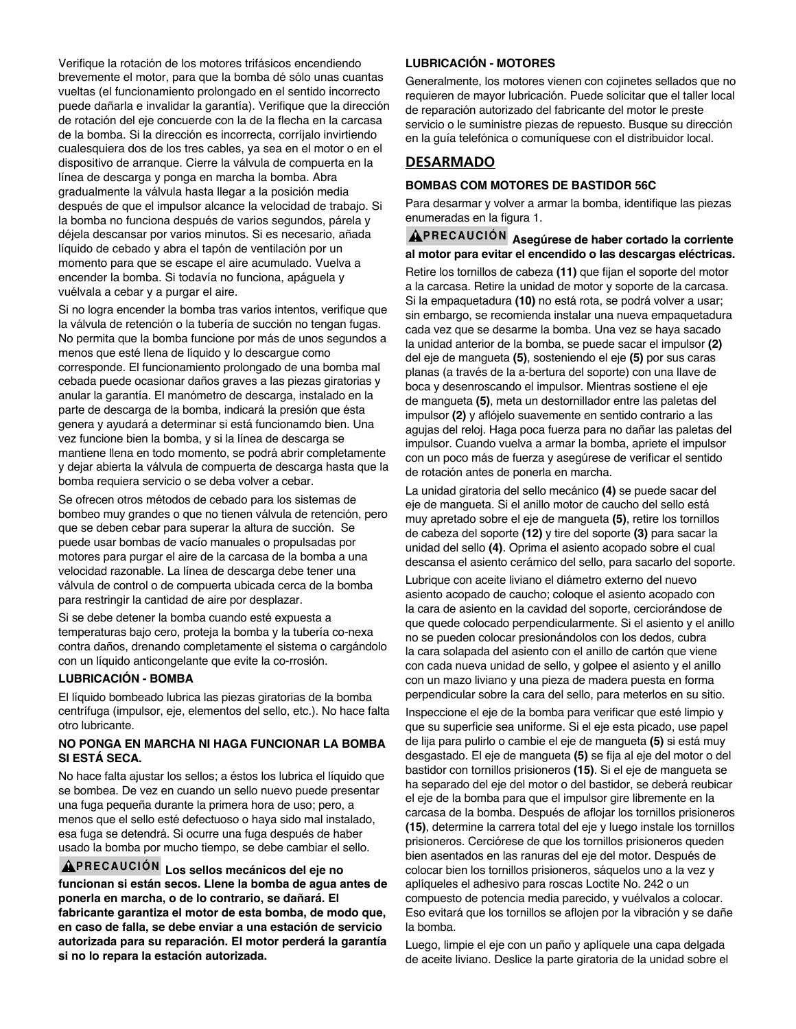Verifique la rotación de los motores trifásicos encendiendo brevemente el motor, para que la bomba dé sólo unas cuantas vueltas (el funcionamiento prolongado en el sentido incorrecto puede dañarla e invalidar la garantía). Verifique que la dirección de rotación del eje concuerde con la de la flecha en la carcasa de la bomba. Si la dirección es incorrecta, corríjalo invirtiendo cualesquiera dos de los tres cables, ya sea en el motor o en el dispositivo de arranque. Cierre la válvula de compuerta en la línea de descarga y ponga en marcha la bomba. Abra gradualmente la válvula hasta llegar a la posición media después de que el impulsor alcance la velocidad de trabajo. Si la bomba no funciona después de varios segundos, párela y déjela descansar por varios minutos. Si es necesario, añada líquido de cebado y abra el tapón de ventilación por un momento para que se escape el aire acumulado. Vuelva a encender la bomba. Si todavía no funciona, apáguela y vuélvala a cebar y a purgar el aire.

Si no logra encender la bomba tras varios intentos, verifique que la válvula de retención o la tubería de succión no tengan fugas. No permita que la bomba funcione por más de unos segundos a menos que esté llena de líquido y lo descargue como corresponde. El funcionamiento prolongado de una bomba mal cebada puede ocasionar daños graves a las piezas giratorias y anular la garantía. El manómetro de descarga, instalado en la parte de descarga de la bomba, indicará la presión que ésta genera y ayudará a determinar si está funcionamdo bien. Una vez funcione bien la bomba, y si la línea de descarga se mantiene llena en todo momento, se podrá abrir completamente y dejar abierta la válvula de compuerta de descarga hasta que la bomba requiera servicio o se deba volver a cebar.

Se ofrecen otros métodos de cebado para los sistemas de bombeo muy grandes o que no tienen válvula de retención, pero que se deben cebar para superar la altura de succión. Se puede usar bombas de vacío manuales o propulsadas por motores para purgar el aire de la carcasa de la bomba a una velocidad razonable. La línea de descarga debe tener una válvula de control o de compuerta ubicada cerca de la bomba para restringir la cantidad de aire por desplazar.

Si se debe detener la bomba cuando esté expuesta a temperaturas bajo cero, proteja la bomba y la tubería co-nexa contra daños, drenando completamente el sistema o cargándolo con un líquido anticongelante que evite la co-rrosión.

### LUBRICACIÓN - BOMBA

El líquido bombeado lubrica las piezas giratorias de la bomba centrífuga (impulsor, eje, elementos del sello, etc.). No hace falta otro lubricante.

**NO PONGA EN MARCHA NI HAGA FUNCIONAR LA BOMBA SI ESTÁ SECA.**

No hace falta ajustar los sellos; a éstos los lubrica el líquido que se bombea. De vez en cuando un sello nuevo puede presentar una fuga pequeña durante la primera hora de uso; pero, a menos que el sello esté defectuoso o haya sido mal instalado, esa fuga se detendrá. Si ocurre una fuga después de haber usado la bomba por mucho tiempo, se debe cambiar el sello.

**⚠PRECAUCIÓN Los sellos mecánicos del eje no funcionan si están secos. Llene la bomba de agua antes de ponerla en marcha, o de lo contrario, se dañará. El fabricante garantiza el motor de esta bomba, de modo que, en caso de falla, se debe enviar a una estación de servicio autorizada para su reparación. El motor perderá la garantía si no lo repara la estación autorizada.**

### LUBRICACIÓN - MOTORES

Generalmente, los motores vienen con cojinetes sellados que no requieren de mayor lubricación. Puede solicitar que el taller local de reparación autorizado del fabricante del motor le preste servicio o le suministre piezas de repuesto. Busque su dirección en la guía telefónica o comuníquese con el distribuidor local.

## DESARMADO

### BOMBAS COM MOTORES DE BASTIDOR 56C

Para desarmar y volver a armar la bomba, identifique las piezas enumeradas en la figura 1.

**⚠PRECAUCIÓN Asegúrese de haber cortado la corriente al motor para evitar el encendido o las descargas eléctricas.**

Retire los tornillos de cabeza **(11)** que fijan el soporte del motor a la carcasa. Retire la unidad de motor y soporte de la carcasa. Si la empaquetadura **(10)** no está rota, se podrá volver a usar; sin embargo, se recomienda instalar una nueva empaquetadura cada vez que se desarme la bomba. Una vez se haya sacado la unidad anterior de la bomba, se puede sacar el impulsor **(2)** del eje de mangueta **(5)**, sosteniendo el eje **(5)** por sus caras planas (a través de la a-bertura del soporte) con una llave de boca y desenroscando el impulsor. Mientras sostiene el eje de mangueta **(5)**, meta un destornillador entre las paletas del impulsor **(2)** y aflójelo suavemente en sentido contrario a las agujas del reloj. Haga poca fuerza para no dañar las paletas del impulsor. Cuando vuelva a armar la bomba, apriete el impulsor con un poco más de fuerza y asegúrese de verificar el sentido de rotación antes de ponerla en marcha.

La unidad giratoria del sello mecánico **(4)** se puede sacar del eje de mangueta. Si el anillo motor de caucho del sello está muy apretado sobre el eje de mangueta **(5)**, retire los tornillos de cabeza del soporte **(12)** y tire del soporte **(3)** para sacar la unidad del sello **(4)**. Oprima el asiento acopado sobre el cual descansa el asiento cerámico del sello, para sacarlo del soporte.

Lubrique con aceite liviano el diámetro externo del nuevo asiento acopado de caucho; coloque el asiento acopado con la cara de asiento en la cavidad del soporte, cerciorándose de que quede colocado perpendicularmente. Si el asiento y el anillo no se pueden colocar presionándolos con los dedos, cubra la cara solapada del asiento con el anillo de cartón que viene con cada nueva unidad de sello, y golpee el asiento y el anillo con un mazo liviano y una pieza de madera puesta en forma perpendicular sobre la cara del sello, para meterlos en su sitio.

Inspeccione el eje de la bomba para verificar que esté limpio y que su superficie sea uniforme. Si el eje esta picado, use papel de lija para pulirlo o cambie el eje de mangueta **(5)** si está muy desgastado. El eje de mangueta **(5)** se fija al eje del motor o del bastidor con tornillos prisioneros **(15)**. Si el eje de mangueta se ha separado del eje del motor o del bastidor, se deberá reubicar el eje de la bomba para que el impulsor gire libremente en la carcasa de la bomba. Después de aflojar los tornillos prisioneros **(15)**, determine la carrera total del eje y luego instale los tornillos prisioneros. Cerciórese de que los tornillos prisioneros queden bien asentados en las ranuras del eje del motor. Después de colocar bien los tornillos prisioneros, sáquelos uno a la vez y aplíqueles el adhesivo para roscas Loctite No. 242 o un compuesto de potencia media parecido, y vuélvalos a colocar. Eso evitará que los tornillos se aflojen por la vibración y se dañe la bomba.

Luego, limpie el eje con un paño y aplíquele una capa delgada de aceite liviano. Deslice la parte giratoria de la unidad sobre el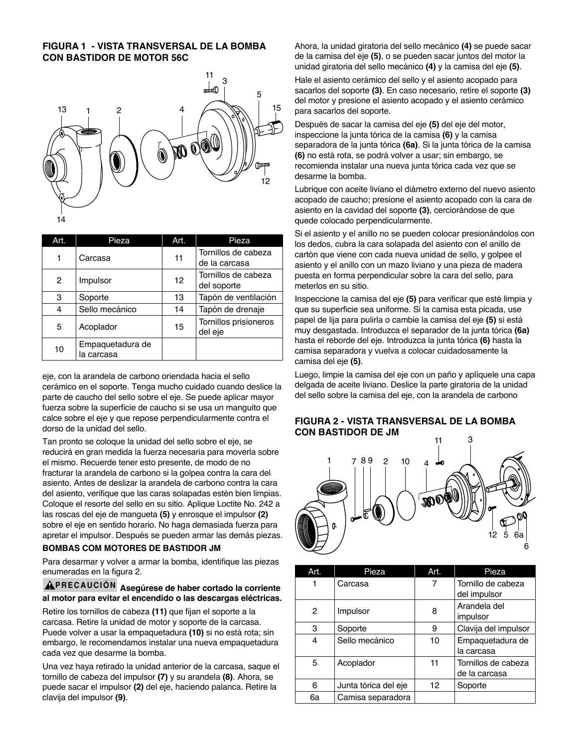## FIGURA 1 - VISTA TRANSVERSAL DE LA BOMBA CON BASTIDOR DE MOTOR 56C

| Art. | Pieza | Art. | Pieza |
|---|---|---|---|
| 1 | Carcasa | 11 | Tornillos de cabeza de la carcasa |
| 2 | Impulsor | 12 | Tornillos de cabeza del soporte |
| 3 | Soporte | 13 | Tapón de ventilación |
| 4 | Sello mecánico | 14 | Tapón de drenaje |
| 5 | Acoplador | 15 | Tornillos prisioneros del eje |
| 10 | Empaquetadura de la carcasa | | |

eje, con la arandela de carbono orientada hacia el sello cerámico en el soporte. Tenga mucho cuidado cuando deslice la parte de caucho del sello sobre el eje. Se puede aplicar mayor fuerza sobre la superficie de caucho si se usa un manguito que calce sobre el eje y que repose perpendicularmente contra el dorso de la unidad del sello.

Tan pronto se coloque la unidad del sello sobre el eje, se reducirá en gran medida la fuerza necesaria para moverla sobre el mismo. Recuerde tener esto presente, de modo de no fracturar la arandela de carbono si la golpea contra la cara del asiento. Antes de deslizar la arandela de carbono contra la cara del asiento, verifique que las caras solapadas estén bien limpias. Coloque el resorte del sello en su sitio. Aplique Loctite No. 242 a las roscas del eje de mangueta **(5)** y enrosque el impulsor **(2)** sobre el eje en sentido horario. No haga demasiada fuerza para apretar el impulsor. Después se pueden armar las demás piezas.

### BOMBAS COM MOTORES DE BASTIDOR JM

Para desarmar y volver a armar la bomba, identifique las piezas enumeradas en la figura 2.

**⚠PRECAUCIÓN Asegúrese de haber cortado la corriente al motor para evitar el encendido o las descargas eléctricas.**

Retire los tornillos de cabeza **(11)** que fijan el soporte a la carcasa. Retire la unidad de motor y soporte de la carcasa. Puede volver a usar la empaquetadura **(10)** si no está rota; sin embargo, le recomendamos instalar una nueva empaquetadura cada vez que desarme la bomba.

Una vez haya retirado la unidad anterior de la carcasa, saque el tornillo de cabeza del impulsor **(7)** y su arandela **(8)**. Ahora, se puede sacar el impulsor **(2)** del eje, haciendo palanca. Retire la clavija del impulsor **(9)**.

Ahora, la unidad giratoria del sello mecánico **(4)** se puede sacar de la camisa del eje **(5)**, o se pueden sacar juntos del motor la unidad giratoria del sello mecánico **(4)** y la camisa del eje **(5)**.

Hale el asiento cerámico del sello y el asiento acopado para sacarlos del soporte **(3)**. En caso necesario, retire el soporte **(3)** del motor y presione el asiento acopado y el asiento cerámico para sacarlos del soporte.

Después de sacar la camisa del eje **(5)** del eje del motor, inspeccione la junta tórica de la camisa **(6)** y la camisa separadora de la junta tórica **(6a)**. Si la junta tórica de la camisa **(6)** no está rota, se podrá volver a usar; sin embargo, se recomienda instalar una nueva junta tórica cada vez que se desarme la bomba.

Lubrique con aceite liviano el diámetro externo del nuevo asiento acopado de caucho; presione el asiento acopado con la cara de asiento en la cavidad del soporte **(3)**, cerciorándose de que quede colocado perpendicularmente.

Si el asiento y el anillo no se pueden colocar presionándolos con los dedos, cubra la cara solapada del asiento con el anillo de cartón que viene con cada nueva unidad de sello, y golpee el asiento y el anillo con un mazo liviano y una pieza de madera puesta en forma perpendicular sobre la cara del sello, para meterlos en su sitio.

Inspeccione la camisa del eje **(5)** para verificar que esté limpia y que su superficie sea uniforme. Si la camisa esta picada, use papel de lija para pulirla o cambie la camisa del eje **(5)** si está muy desgastada. Introduzca el separador de la junta tórica **(6a)** hasta el reborde del eje. Introduzca la junta tórica **(6)** hasta la camisa separadora y vuelva a colocar cuidadosamente la camisa del eje **(5)**.

Luego, limpie la camisa del eje con un paño y aplíquele una capa delgada de aceite liviano. Deslice la parte giratoria de la unidad del sello sobre la camisa del eje, con la arandela de carbono

## FIGURA 2 - VISTA TRANSVERSAL DE LA BOMBA CON BASTIDOR DE JM

| Art. | Pieza | Art. | Pieza |
|---|---|---|---|
| 1 | Carcasa | 7 | Tornillo de cabeza del impulsor |
| 2 | Impulsor | 8 | Arandela del impulsor |
| 3 | Soporte | 9 | Clavija del impulsor |
| 4 | Sello mecánico | 10 | Empaquetadura de la carcasa |
| 5 | Acoplador | 11 | Tornillos de cabeza de la carcasa |
| 6 | Junta tórica del eje | 12 | Soporte |
| 6a | Camisa separadora | | |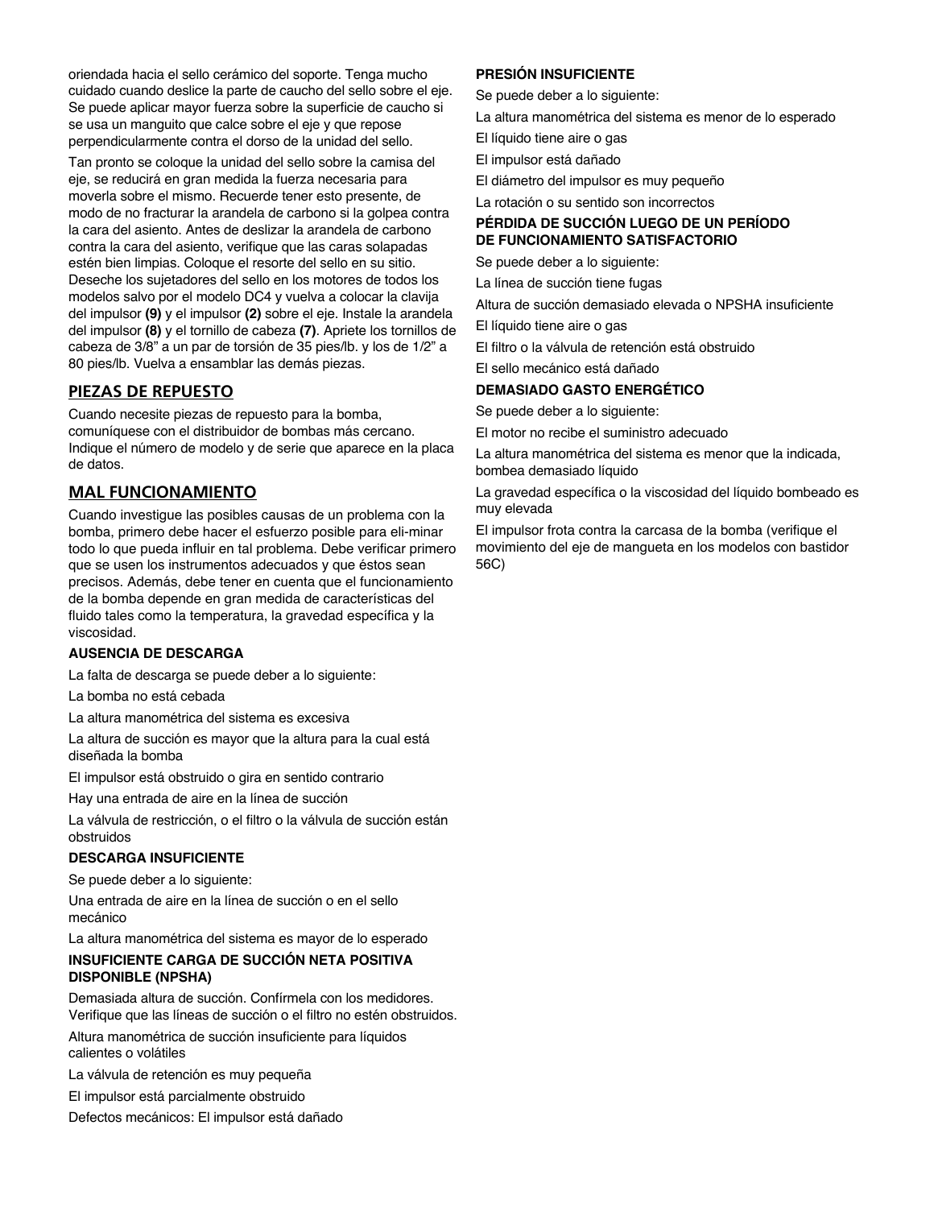orientada hacia el sello cerámico del soporte. Tenga mucho cuidado cuando deslice la parte de caucho del sello sobre el eje. Se puede aplicar mayor fuerza sobre la superficie de caucho si se usa un manguito que calce sobre el eje y que repose perpendicularmente contra el dorso de la unidad del sello.

Tan pronto se coloque la unidad del sello sobre la camisa del eje, se reducirá en gran medida la fuerza necesaria para moverla sobre el mismo. Recuerde tener esto presente, de modo de no fracturar la arandela de carbono si la golpea contra la cara del asiento. Antes de deslizar la arandela de carbono contra la cara del asiento, verifique que las caras solapadas estén bien limpias. Coloque el resorte del sello en su sitio. Deseche los sujetadores del sello en los motores de todos los modelos salvo por el modelo DC4 y vuelva a colocar la clavija del impulsor **(9)** y el impulsor **(2)** sobre el eje. Instale la arandela del impulsor **(8)** y el tornillo de cabeza **(7)**. Apriete los tornillos de cabeza de 3/8" a un par de torsión de 35 pies/lb. y los de 1/2" a 80 pies/lb. Vuelva a ensamblar las demás piezas.

## PIEZAS DE REPUESTO

Cuando necesite piezas de repuesto para la bomba, comuníquese con el distribuidor de bombas más cercano. Indique el número de modelo y de serie que aparece en la placa de datos.

## MAL FUNCIONAMIENTO

Cuando investigue las posibles causas de un problema con la bomba, primero debe hacer el esfuerzo posible para eli-minar todo lo que pueda influir en tal problema. Debe verificar primero que se usen los instrumentos adecuados y que éstos sean precisos. Además, debe tener en cuenta que el funcionamiento de la bomba depende en gran medida de características del fluido tales como la temperatura, la gravedad específica y la viscosidad.

### AUSENCIA DE DESCARGA

La falta de descarga se puede deber a lo siguiente:

La bomba no está cebada

La altura manométrica del sistema es excesiva

La altura de succión es mayor que la altura para la cual está diseñada la bomba

El impulsor está obstruido o gira en sentido contrario

Hay una entrada de aire en la línea de succión

La válvula de restricción, o el filtro o la válvula de succión están obstruidos

### DESCARGA INSUFICIENTE

Se puede deber a lo siguiente:

Una entrada de aire en la línea de succión o en el sello mecánico

La altura manométrica del sistema es mayor de lo esperado

### INSUFICIENTE CARGA DE SUCCIÓN NETA POSITIVA DISPONIBLE (NPSHA)

Demasiada altura de succión. Confírmela con los medidores. Verifique que las líneas de succión o el filtro no estén obstruidos.

Altura manométrica de succión insuficiente para líquidos calientes o volátiles

La válvula de retención es muy pequeña

El impulsor está parcialmente obstruido

Defectos mecánicos: El impulsor está dañado

### PRESIÓN INSUFICIENTE

Se puede deber a lo siguiente:

La altura manométrica del sistema es menor de lo esperado

El líquido tiene aire o gas

El impulsor está dañado

El diámetro del impulsor es muy pequeño

La rotación o su sentido son incorrectos

### PÉRDIDA DE SUCCIÓN LUEGO DE UN PERÍODO DE FUNCIONAMIENTO SATISFACTORIO

Se puede deber a lo siguiente:

La línea de succión tiene fugas

Altura de succión demasiado elevada o NPSHA insuficiente

El líquido tiene aire o gas

El filtro o la válvula de retención está obstruido

El sello mecánico está dañado

### DEMASIADO GASTO ENERGÉTICO

Se puede deber a lo siguiente:

El motor no recibe el suministro adecuado

La altura manométrica del sistema es menor que la indicada, bombea demasiado líquido

La gravedad específica o la viscosidad del líquido bombeado es muy elevada

El impulsor frota contra la carcasa de la bomba (verifique el movimiento del eje de mangueta en los modelos con bastidor 56C)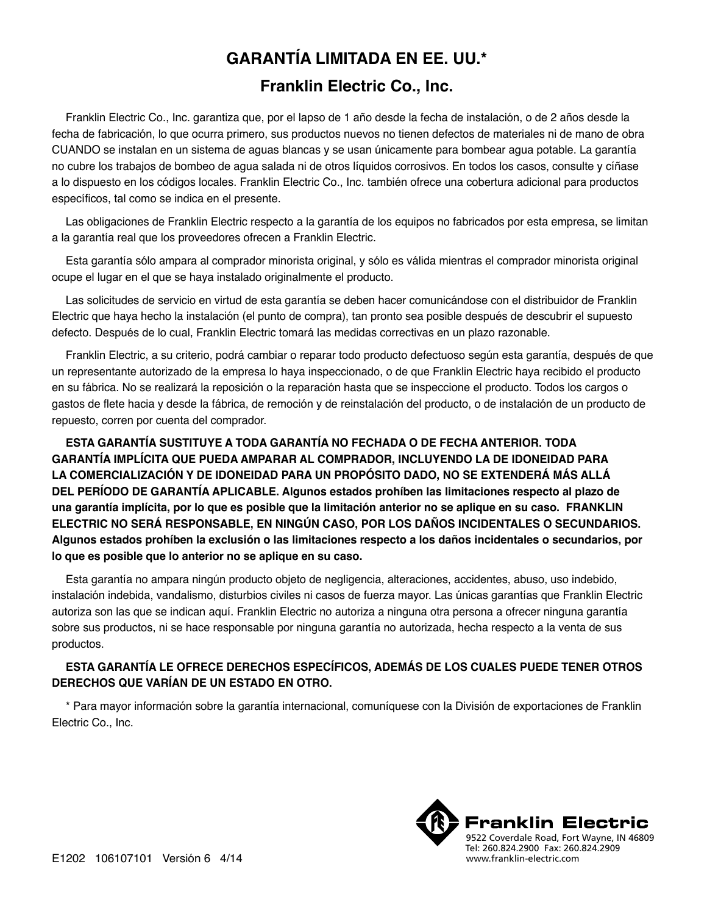# GARANTÍA LIMITADA EN EE. UU.*

## Franklin Electric Co., Inc.

Franklin Electric Co., Inc. garantiza que, por el lapso de 1 año desde la fecha de instalación, o de 2 años desde la fecha de fabricación, lo que ocurra primero, sus productos nuevos no tienen defectos de materiales ni de mano de obra CUANDO se instalan en un sistema de aguas blancas y se usan únicamente para bombear agua potable. La garantía no cubre los trabajos de bombeo de agua salada ni de otros líquidos corrosivos. En todos los casos, consulte y cíñase a lo dispuesto en los códigos locales. Franklin Electric Co., Inc. también ofrece una cobertura adicional para productos específicos, tal como se indica en el presente.

Las obligaciones de Franklin Electric respecto a la garantía de los equipos no fabricados por esta empresa, se limitan a la garantía real que los proveedores ofrecen a Franklin Electric.

Esta garantía sólo ampara al comprador minorista original, y sólo es válida mientras el comprador minorista original ocupe el lugar en el que se haya instalado originalmente el producto.

Las solicitudes de servicio en virtud de esta garantía se deben hacer comunicándose con el distribuidor de Franklin Electric que haya hecho la instalación (el punto de compra), tan pronto sea posible después de descubrir el supuesto defecto. Después de lo cual, Franklin Electric tomará las medidas correctivas en un plazo razonable.

Franklin Electric, a su criterio, podrá cambiar o reparar todo producto defectuoso según esta garantía, después de que un representante autorizado de la empresa lo haya inspeccionado, o de que Franklin Electric haya recibido el producto en su fábrica. No se realizará la reposición o la reparación hasta que se inspeccione el producto. Todos los cargos o gastos de flete hacia y desde la fábrica, de remoción y de reinstalación del producto, o de instalación de un producto de repuesto, corren por cuenta del comprador.

**ESTA GARANTÍA SUSTITUYE A TODA GARANTÍA NO FECHADA O DE FECHA ANTERIOR. TODA GARANTÍA IMPLÍCITA QUE PUEDA AMPARAR AL COMPRADOR, INCLUYENDO LA DE IDONEIDAD PARA LA COMERCIALIZACIÓN Y DE IDONEIDAD PARA UN PROPÓSITO DADO, NO SE EXTENDERÁ MÁS ALLÁ DEL PERÍODO DE GARANTÍA APLICABLE. Algunos estados prohíben las limitaciones respecto al plazo de una garantía implícita, por lo que es posible que la limitación anterior no se aplique en su caso. FRANKLIN ELECTRIC NO SERÁ RESPONSABLE, EN NINGÚN CASO, POR LOS DAÑOS INCIDENTALES O SECUNDARIOS. Algunos estados prohíben la exclusión o las limitaciones respecto a los daños incidentales o secundarios, por lo que es posible que lo anterior no se aplique en su caso.**

Esta garantía no ampara ningún producto objeto de negligencia, alteraciones, accidentes, abuso, uso indebido, instalación indebida, vandalismo, disturbios civiles ni casos de fuerza mayor. Las únicas garantías que Franklin Electric autoriza son las que se indican aquí. Franklin Electric no autoriza a ninguna otra persona a ofrecer ninguna garantía sobre sus productos, ni se hace responsable por ninguna garantía no autorizada, hecha respecto a la venta de sus productos.

**ESTA GARANTÍA LE OFRECE DERECHOS ESPECÍFICOS, ADEMÁS DE LOS CUALES PUEDE TENER OTROS DERECHOS QUE VARÍAN DE UN ESTADO EN OTRO.**

* Para mayor información sobre la garantía internacional, comuníquese con la División de exportaciones de Franklin Electric Co., Inc.

**Franklin Electric**
9522 Coverdale Road, Fort Wayne, IN 46809
Tel: 260.824.2900 Fax: 260.824.2909
www.franklin-electric.com

E1202 106107101 Versión 6 4/14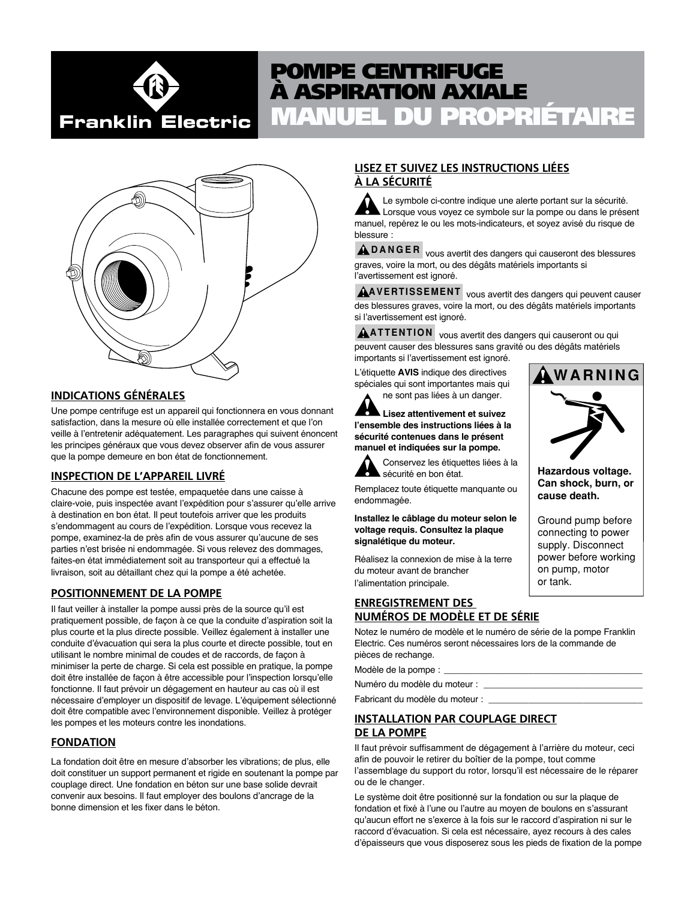# POMPE CENTRIFUGE À ASPIRATION AXIALE
# MANUEL DU PROPRIÉTAIRE

Franklin Electric

## INDICATIONS GÉNÉRALES

Une pompe centrifuge est un appareil qui fonctionnera en vous donnant satisfaction, dans la mesure où elle installée correctement et que l'on veille à l'entretenir adéquatement. Les paragraphes qui suivent énoncent les principes généraux que vous devez observer afin de vous assurer que la pompe demeure en bon état de fonctionnement.

## INSPECTION DE L'APPAREIL LIVRÉ

Chacune des pompes est testée, empaquetée dans une caisse à claire-voie, puis inspectée avant l'expédition pour s'assurer qu'elle arrive à destination en bon état. Il peut toutefois arriver que les produits s'endommagent au cours de l'expédition. Lorsque vous recevez la pompe, examinez-la de près afin de vous assurer qu'aucune de ses parties n'est brisée ni endommagée. Si vous relevez des dommages, faites-en état immédiatement soit au transporteur qui a effectué la livraison, soit au détaillant chez qui la pompe a été achetée.

## POSITIONNEMENT DE LA POMPE

Il faut veiller à installer la pompe aussi près de la source qu'il est pratiquement possible, de façon à ce que la conduite d'aspiration soit la plus courte et la plus directe possible. Veillez également à installer une conduite d'évacuation qui sera la plus courte et directe possible, tout en utilisant le nombre minimal de coudes et de raccords, de façon à minimiser la perte de charge. Si cela est possible en pratique, la pompe doit être installée de façon à être accessible pour l'inspection lorsqu'elle fonctionne. Il faut prévoir un dégagement en hauteur au cas où il est nécessaire d'employer un dispositif de levage. L'équipement sélectionné doit être compatible avec l'environnement disponible. Veillez à protéger les pompes et les moteurs contre les inondations.

## FONDATION

La fondation doit être en mesure d'absorber les vibrations; de plus, elle doit constituer un support permanent et rigide en soutenant la pompe par couplage direct. Une fondation en béton sur une base solide devrait convenir aux besoins. Il faut employer des boulons d'ancrage de la bonne dimension et les fixer dans le béton.

## LISEZ ET SUIVEZ LES INSTRUCTIONS LIÉES À LA SÉCURITÉ

Le symbole ci-contre indique une alerte portant sur la sécurité. Lorsque vous voyez ce symbole sur la pompe ou dans le présent manuel, repérez le ou les mots-indicateurs, et soyez avisé du risque de blessure :

**DANGER** vous avertit des dangers qui causeront des blessures graves, voire la mort, ou des dégâts matériels importants si l'avertissement est ignoré.

**AVERTISSEMENT** vous avertit des dangers qui peuvent causer des blessures graves, voire la mort, ou des dégâts matériels importants si l'avertissement est ignoré.

**ATTENTION** vous avertit des dangers qui causeront ou qui peuvent causer des blessures sans gravité ou des dégâts matériels importants si l'avertissement est ignoré.

L'étiquette **AVIS** indique des directives spéciales qui sont importantes mais qui ne sont pas liées à un danger.

**Lisez attentivement et suivez l'ensemble des instructions liées à la sécurité contenues dans le présent manuel et indiquées sur la pompe.**

Conservez les étiquettes liées à la sécurité en bon état.

Remplacez toute étiquette manquante ou endommagée.

**Installez le câblage du moteur selon le voltage requis. Consultez la plaque signalétique du moteur.**

Réalisez la connexion de mise à la terre du moteur avant de brancher l'alimentation principale.

**WARNING**

**Hazardous voltage. Can shock, burn, or cause death.**

Ground pump before connecting to power supply. Disconnect power before working on pump, motor or tank.

## ENREGISTREMENT DES NUMÉROS DE MODÈLE ET DE SÉRIE

Notez le numéro de modèle et le numéro de série de la pompe Franklin Electric. Ces numéros seront nécessaires lors de la commande de pièces de rechange.

Modèle de la pompe : ______________________

Numéro du modèle du moteur : ______________________

Fabricant du modèle du moteur : ______________________

## INSTALLATION PAR COUPLAGE DIRECT DE LA POMPE

Il faut prévoir suffisamment de dégagement à l'arrière du moteur, ceci afin de pouvoir le retirer du boîtier de la pompe, tout comme l'assemblage du support du rotor, lorsqu'il est nécessaire de le réparer ou de le changer.

Le système doit être positionné sur la fondation ou sur la plaque de fondation et fixé à l'une ou l'autre au moyen de boulons en s'assurant qu'aucun effort ne s'exerce à la fois sur le raccord d'aspiration ni sur le raccord d'évacuation. Si cela est nécessaire, ayez recours à des cales d'épaisseurs que vous disposerez sous les pieds de fixation de la pompe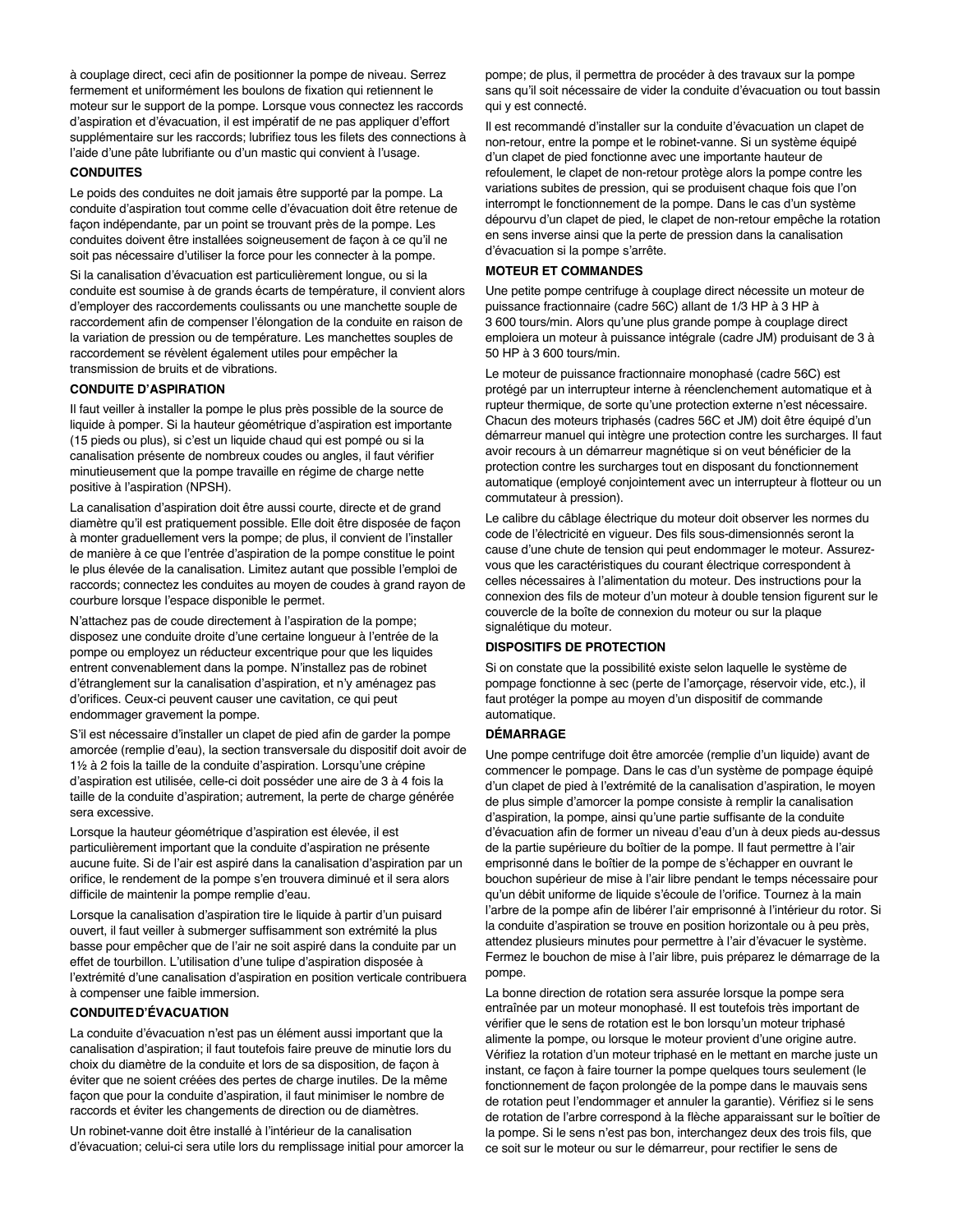à couplage direct, ceci afin de positionner la pompe de niveau. Serrez fermement et uniformément les boulons de fixation qui retiennent le moteur sur le support de la pompe. Lorsque vous connectez les raccords d'aspiration et d'évacuation, il est impératif de ne pas appliquer d'effort supplémentaire sur les raccords; lubrifiez tous les filets des connections à l'aide d'une pâte lubrifiante ou d'un mastic qui convient à l'usage.

**CONDUITES**

Le poids des conduites ne doit jamais être supporté par la pompe. La conduite d'aspiration tout comme celle d'évacuation doit être retenue de façon indépendante, par un point se trouvant près de la pompe. Les conduites doivent être installées soigneusement de façon à ce qu'il ne soit pas nécessaire d'utiliser la force pour les connecter à la pompe.

Si la canalisation d'évacuation est particulièrement longue, ou si la conduite est soumise à de grands écarts de température, il convient alors d'employer des raccordements coulissants ou une manchette souple de raccordement afin de compenser l'élongation de la conduite en raison de la variation de pression ou de température. Les manchettes souples de raccordement se révèlent également utiles pour empêcher la transmission de bruits et de vibrations.

**CONDUITE D'ASPIRATION**

Il faut veiller à installer la pompe le plus près possible de la source de liquide à pomper. Si la hauteur géométrique d'aspiration est importante (15 pieds ou plus), si c'est un liquide chaud qui est pompé ou si la canalisation présente de nombreux coudes ou angles, il faut vérifier minutieusement que la pompe travaille en régime de charge nette positive à l'aspiration (NPSH).

La canalisation d'aspiration doit être aussi courte, directe et de grand diamètre qu'il est pratiquement possible. Elle doit être disposée de façon à monter graduellement vers la pompe; de plus, il convient de l'installer de manière à ce que l'entrée d'aspiration de la pompe constitue le point le plus élevée de la canalisation. Limitez autant que possible l'emploi de raccords; connectez les conduites au moyen de coudes à grand rayon de courbure lorsque l'espace disponible le permet.

N'attachez pas de coude directement à l'aspiration de la pompe; disposez une conduite droite d'une certaine longueur à l'entrée de la pompe ou employez un réducteur excentrique pour que les liquides entrent convenablement dans la pompe. N'installez pas de robinet d'étranglement sur la canalisation d'aspiration, et n'y aménagez pas d'orifices. Ceux-ci peuvent causer une cavitation, ce qui peut endommager gravement la pompe.

S'il est nécessaire d'installer un clapet de pied afin de garder la pompe amorcée (remplie d'eau), la section transversale du dispositif doit avoir de 1½ à 2 fois la taille de la conduite d'aspiration. Lorsqu'une crépine d'aspiration est utilisée, celle-ci doit posséder une aire de 3 à 4 fois la taille de la conduite d'aspiration; autrement, la perte de charge générée sera excessive.

Lorsque la hauteur géométrique d'aspiration est élevée, il est particulièrement important que la conduite d'aspiration ne présente aucune fuite. Si de l'air est aspiré dans la canalisation d'aspiration par un orifice, le rendement de la pompe s'en trouvera diminué et il sera alors difficile de maintenir la pompe remplie d'eau.

Lorsque la canalisation d'aspiration tire le liquide à partir d'un puisard ouvert, il faut veiller à submerger suffisamment son extrémité la plus basse pour empêcher que de l'air ne soit aspiré dans la conduite par un effet de tourbillon. L'utilisation d'une tulipe d'aspiration disposée à l'extrémité d'une canalisation d'aspiration en position verticale contribuera à compenser une faible immersion.

**CONDUITE D'ÉVACUATION**

La conduite d'évacuation n'est pas un élément aussi important que la canalisation d'aspiration; il faut toutefois faire preuve de minutie lors du choix du diamètre de la conduite et lors de sa disposition, de façon à éviter que ne soient créées des pertes de charge inutiles. De la même façon que pour la conduite d'aspiration, il faut minimiser le nombre de raccords et éviter les changements de direction ou de diamètres.

Un robinet-vanne doit être installé à l'intérieur de la canalisation d'évacuation; celui-ci sera utile lors du remplissage initial pour amorcer la pompe; de plus, il permettra de procéder à des travaux sur la pompe sans qu'il soit nécessaire de vider la conduite d'évacuation ou tout bassin qui y est connecté.

Il est recommandé d'installer sur la conduite d'évacuation un clapet de non-retour, entre la pompe et le robinet-vanne. Si un système équipé d'un clapet de pied fonctionne avec une importante hauteur de refoulement, le clapet de non-retour protège alors la pompe contre les variations subites de pression, qui se produisent chaque fois que l'on interrompt le fonctionnement de la pompe. Dans le cas d'un système dépourvu d'un clapet de pied, le clapet de non-retour empêche la rotation en sens inverse ainsi que la perte de pression dans la canalisation d'évacuation si la pompe s'arrête.

**MOTEUR ET COMMANDES**

Une petite pompe centrifuge à couplage direct nécessite un moteur de puissance fractionnaire (cadre 56C) allant de 1/3 HP à 3 HP à 3 600 tours/min. Alors qu'une plus grande pompe à couplage direct emploiera un moteur à puissance intégrale (cadre JM) produisant de 3 à 50 HP à 3 600 tours/min.

Le moteur de puissance fractionnaire monophasé (cadre 56C) est protégé par un interrupteur interne à réenclenchement automatique et à rupteur thermique, de sorte qu'une protection externe n'est nécessaire. Chacun des moteurs triphasés (cadres 56C et JM) doit être équipé d'un démarreur manuel qui intègre une protection contre les surcharges. Il faut avoir recours à un démarreur magnétique si on veut bénéficier de la protection contre les surcharges tout en disposant du fonctionnement automatique (employé conjointement avec un interrupteur à flotteur ou un commutateur à pression).

Le calibre du câblage électrique du moteur doit observer les normes du code de l'électricité en vigueur. Des fils sous-dimensionnés seront la cause d'une chute de tension qui peut endommager le moteur. Assurez-vous que les caractéristiques du courant électrique correspondent à celles nécessaires à l'alimentation du moteur. Des instructions pour la connexion des fils de moteur d'un moteur à double tension figurent sur le couvercle de la boîte de connexion du moteur ou sur la plaque signalétique du moteur.

**DISPOSITIFS DE PROTECTION**

Si on constate que la possibilité existe selon laquelle le système de pompage fonctionne à sec (perte de l'amorçage, réservoir vide, etc.), il faut protéger la pompe au moyen d'un dispositif de commande automatique.

**DÉMARRAGE**

Une pompe centrifuge doit être amorcée (remplie d'un liquide) avant de commencer le pompage. Dans le cas d'un système de pompage équipé d'un clapet de pied à l'extrémité de la canalisation d'aspiration, le moyen de plus simple d'amorcer la pompe consiste à remplir la canalisation d'aspiration, la pompe, ainsi qu'une partie suffisante de la conduite d'évacuation afin de former un niveau d'eau d'un à deux pieds au-dessus de la partie supérieure du boîtier de la pompe. Il faut permettre à l'air emprisonné dans le boîtier de la pompe de s'échapper en ouvrant le bouchon supérieur de mise à l'air libre pendant le temps nécessaire pour qu'un débit uniforme de liquide s'écoule de l'orifice. Tournez à la main l'arbre de la pompe afin de libérer l'air emprisonné à l'intérieur du rotor. Si la conduite d'aspiration se trouve en position horizontale ou à peu près, attendez plusieurs minutes pour permettre à l'air d'évacuer le système. Fermez le bouchon de mise à l'air libre, puis préparez le démarrage de la pompe.

La bonne direction de rotation sera assurée lorsque la pompe sera entraînée par un moteur monophasé. Il est toutefois très important de vérifier que le sens de rotation est le bon lorsqu'un moteur triphasé alimente la pompe, ou lorsque le moteur provient d'une origine autre. Vérifiez la rotation d'un moteur triphasé en le mettant en marche juste un instant, ce façon à faire tourner la pompe quelques tours seulement (le fonctionnement de façon prolongée de la pompe dans le mauvais sens de rotation peut l'endommager et annuler la garantie). Vérifiez si le sens de rotation de l'arbre correspond à la flèche apparaissant sur le boîtier de la pompe. Si le sens n'est pas bon, interchangez deux des trois fils, que ce soit sur le moteur ou sur le démarreur, pour rectifier le sens de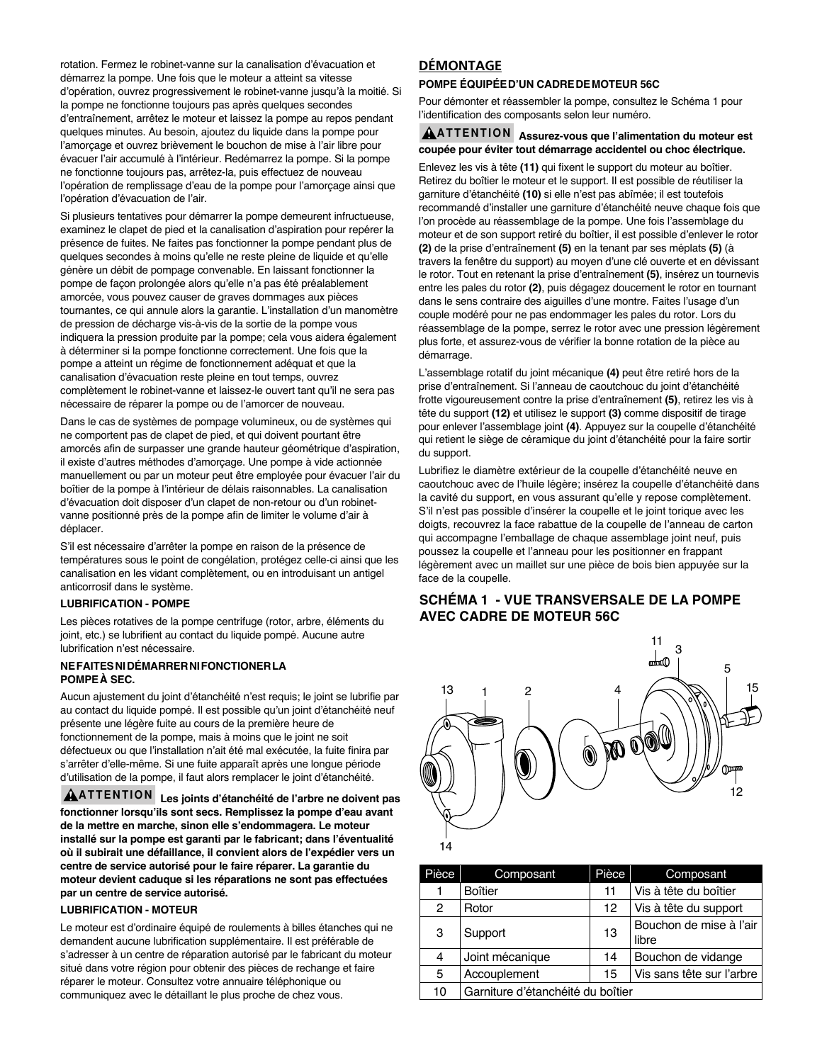rotation. Fermez le robinet-vanne sur la canalisation d'évacuation et démarrez la pompe. Une fois que le moteur a atteint sa vitesse d'opération, ouvrez progressivement le robinet-vanne jusqu'à la moitié. Si la pompe ne fonctionne toujours pas après quelques secondes d'entraînement, arrêtez le moteur et laissez la pompe au repos pendant quelques minutes. Au besoin, ajoutez du liquide dans la pompe pour l'amorçage et ouvrez brièvement le bouchon de mise à l'air libre pour évacuer l'air accumulé à l'intérieur. Redémarrez la pompe. Si la pompe ne fonctionne toujours pas, arrêtez-la, puis effectuez de nouveau l'opération de remplissage d'eau de la pompe pour l'amorçage ainsi que l'opération d'évacuation de l'air.

Si plusieurs tentatives pour démarrer la pompe demeurent infructueuse, examinez le clapet de pied et la canalisation d'aspiration pour repérer la présence de fuites. Ne faites pas fonctionner la pompe pendant plus de quelques secondes à moins qu'elle ne reste pleine de liquide et qu'elle génère un débit de pompage convenable. En laissant fonctionner la pompe de façon prolongée alors qu'elle n'a pas été préalablement amorcée, vous pouvez causer de graves dommages aux pièces tournantes, ce qui annule alors la garantie. L'installation d'un manomètre de pression de décharge vis-à-vis de la sortie de la pompe vous indiquera la pression produite par la pompe; cela vous aidera également à déterminer si la pompe fonctionne correctement. Une fois que la pompe a atteint un régime de fonctionnement adéquat et que la canalisation d'évacuation reste pleine en tout temps, ouvrez complètement le robinet-vanne et laissez-le ouvert tant qu'il ne sera pas nécessaire de réparer la pompe ou de l'amorcer de nouveau.

Dans le cas de systèmes de pompage volumineux, ou de systèmes qui ne comportent pas de clapet de pied, et qui doivent pourtant être amorcés afin de surpasser une grande hauteur géométrique d'aspiration, il existe d'autres méthodes d'amorçage. Une pompe à vide actionnée manuellement ou par un moteur peut être employée pour évacuer l'air du boîtier de la pompe à l'intérieur de délais raisonnables. La canalisation d'évacuation doit disposer d'un clapet de non-retour ou d'un robinet-vanne positionné près de la pompe afin de limiter le volume d'air à déplacer.

S'il est nécessaire d'arrêter la pompe en raison de la présence de températures sous le point de congélation, protégez celle-ci ainsi que les canalisation en les vidant complètement, ou en introduisant un antigel anticorrosif dans le système.

**LUBRIFICATION - POMPE**

Les pièces rotatives de la pompe centrifuge (rotor, arbre, éléments du joint, etc.) se lubrifient au contact du liquide pompé. Aucune autre lubrification n'est nécessaire.

**NE FAITES NI DÉMARRER NI FONCTIONER LA POMPE À SEC.**

Aucun ajustement du joint d'étanchéité n'est requis; le joint se lubrifie par au contact du liquide pompé. Il est possible qu'un joint d'étanchéité neuf présente une légère fuite au cours de la première heure de fonctionnement de la pompe, mais à moins que le joint ne soit défectueux ou que l'installation n'ait été mal exécutée, la fuite finira par s'arrêter d'elle-même. Si une fuite apparaît après une longue période d'utilisation de la pompe, il faut alors remplacer le joint d'étanchéité.

**⚠ATTENTION Les joints d'étanchéité de l'arbre ne doivent pas fonctionner lorsqu'ils sont secs. Remplissez la pompe d'eau avant de la mettre en marche, sinon elle s'endommagera. Le moteur installé sur la pompe est garanti par le fabricant; dans l'éventualité où il subirait une défaillance, il convient alors de l'expédier vers un centre de service autorisé pour le faire réparer. La garantie du moteur devient caduque si les réparations ne sont pas effectuées par un centre de service autorisé.**

**LUBRIFICATION - MOTEUR**

Le moteur est d'ordinaire équipé de roulements à billes étanches qui ne demandent aucune lubrification supplémentaire. Il est préférable de s'adresser à un centre de réparation autorisé par le fabricant du moteur situé dans votre région pour obtenir des pièces de rechange et faire réparer le moteur. Consultez votre annuaire téléphonique ou communiquez avec le détaillant le plus proche de chez vous.

## DÉMONTAGE

**POMPE ÉQUIPÉE D'UN CADRE DE MOTEUR 56C**

Pour démonter et réassembler la pompe, consultez le Schéma 1 pour l'identification des composants selon leur numéro.

**⚠ATTENTION Assurez-vous que l'alimentation du moteur est coupée pour éviter tout démarrage accidentel ou choc électrique.**

Enlevez les vis à tête **(11)** qui fixent le support du moteur au boîtier. Retirez du boîtier le moteur et le support. Il est possible de réutiliser la garniture d'étanchéité **(10)** si elle n'est pas abîmée; il est toutefois recommandé d'installer une garniture d'étanchéité neuve chaque fois que l'on procède au réassemblage de la pompe. Une fois l'assemblage du moteur et de son support retiré du boîtier, il est possible d'enlever le rotor **(2)** de la prise d'entraînement **(5)** en la tenant par ses méplats **(5)** (à travers la fenêtre du support) au moyen d'une clé ouverte et en dévissant le rotor. Tout en retenant la prise d'entraînement **(5)**, insérez un tournevis entre les pales du rotor **(2)**, puis dégagez doucement le rotor en tournant dans le sens contraire des aiguilles d'une montre. Faites l'usage d'un couple modéré pour ne pas endommager les pales du rotor. Lors du réassemblage de la pompe, serrez le rotor avec une pression légèrement plus forte, et assurez-vous de vérifier la bonne rotation de la pièce au démarrage.

L'assemblage rotatif du joint mécanique **(4)** peut être retiré hors de la prise d'entraînement. Si l'anneau de caoutchouc du joint d'étanchéité frotte vigoureusement contre la prise d'entraînement **(5)**, retirez les vis à tête du support **(12)** et utilisez le support **(3)** comme dispositif de tirage pour enlever l'assemblage joint **(4)**. Appuyez sur la coupelle d'étanchéité qui retient le siège de céramique du joint d'étanchéité pour la faire sortir du support.

Lubrifiez le diamètre extérieur de la coupelle d'étanchéité neuve en caoutchouc avec de l'huile légère; insérez la coupelle d'étanchéité dans la cavité du support, en vous assurant qu'elle y repose complètement. S'il n'est pas possible d'insérer la coupelle et le joint torique avec les doigts, recouvrez la face rabattue de la coupelle de l'anneau de carton qui accompagne l'emballage de chaque assemblage joint neuf, puis poussez la coupelle et l'anneau pour les positionner en frappant légèrement avec un maillet sur une pièce de bois bien appuyée sur la face de la coupelle.

## SCHÉMA 1 - VUE TRANSVERSALE DE LA POMPE AVEC CADRE DE MOTEUR 56C

| Pièce | Composant | Pièce | Composant |
|---|---|---|---|
| 1 | Boîtier | 11 | Vis à tête du boîtier |
| 2 | Rotor | 12 | Vis à tête du support |
| 3 | Support | 13 | Bouchon de mise à l'air libre |
| 4 | Joint mécanique | 14 | Bouchon de vidange |
| 5 | Accouplement | 15 | Vis sans tête sur l'arbre |
| 10 | Garniture d'étanchéité du boîtier | | |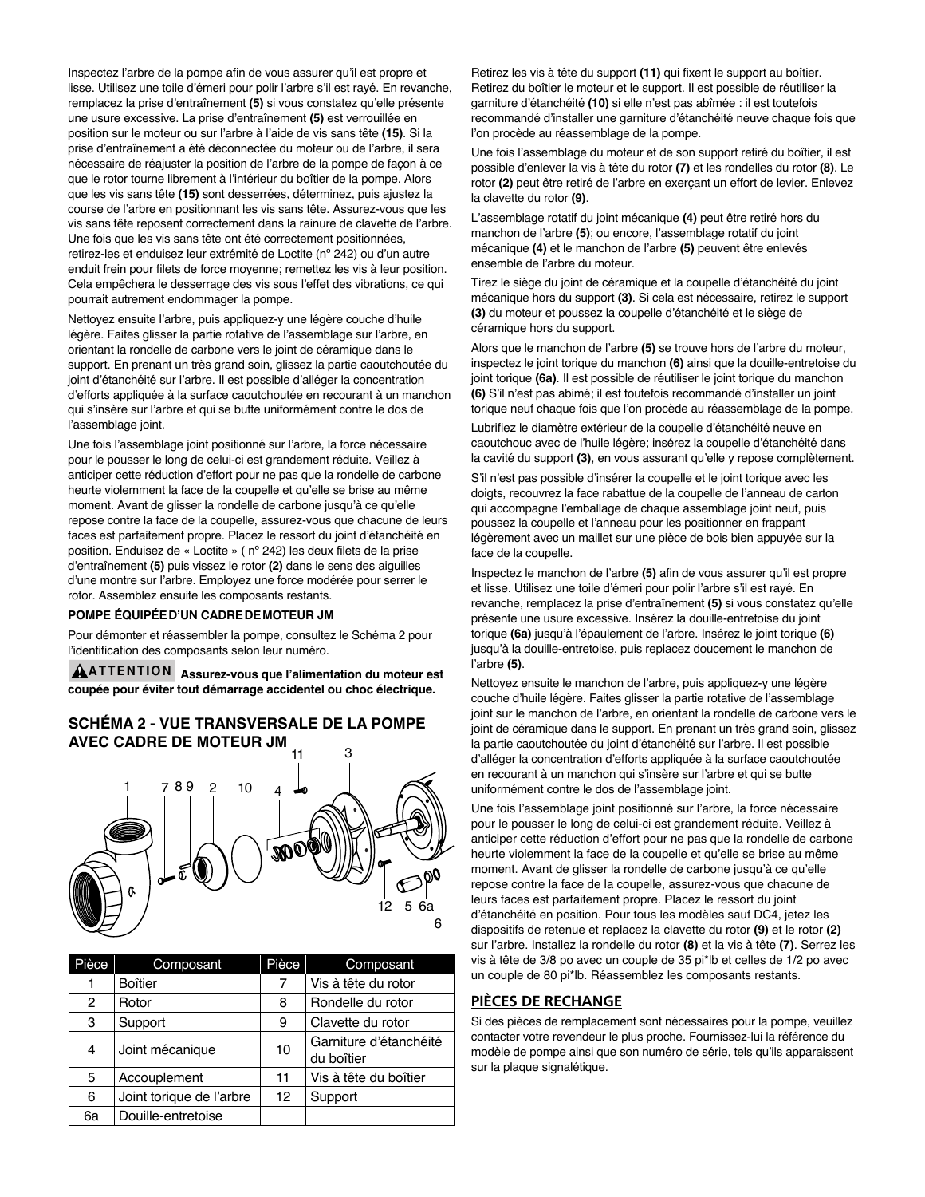Inspectez l'arbre de la pompe afin de vous assurer qu'il est propre et lisse. Utilisez une toile d'émeri pour polir l'arbre s'il est rayé. En revanche, remplacez la prise d'entraînement **(5)** si vous constatez qu'elle présente une usure excessive. La prise d'entraînement **(5)** est verrouillée en position sur le moteur ou sur l'arbre à l'aide de vis sans tête **(15)**. Si la prise d'entraînement a été déconnectée du moteur ou de l'arbre, il sera nécessaire de réajuster la position de l'arbre de la pompe de façon à ce que le rotor tourne librement à l'intérieur du boîtier de la pompe. Alors que les vis sans tête **(15)** sont desserrées, déterminez, puis ajustez la course de l'arbre en positionnant les vis sans tête. Assurez-vous que les vis sans tête reposent correctement dans la rainure de clavette de l'arbre. Une fois que les vis sans tête ont été correctement positionnées, retirez-les et enduisez leur extrémité de Loctite (nº 242) ou d'un autre enduit frein pour filets de force moyenne; remettez les vis à leur position. Cela empêchera le desserrage des vis sous l'effet des vibrations, ce qui pourrait autrement endommager la pompe.

Nettoyez ensuite l'arbre, puis appliquez-y une légère couche d'huile légère. Faites glisser la partie rotative de l'assemblage sur l'arbre, en orientant la rondelle de carbone vers le joint de céramique dans le support. En prenant un très grand soin, glissez la partie caoutchoutée du joint d'étanchéité sur l'arbre. Il est possible d'alléger la concentration d'efforts appliquée à la surface caoutchoutée en recourant à un manchon qui s'insère sur l'arbre et qui se butte uniformément contre le dos de l'assemblage joint.

Une fois l'assemblage joint positionné sur l'arbre, la force nécessaire pour le pousser le long de celui-ci est grandement réduite. Veillez à anticiper cette réduction d'effort pour ne pas que la rondelle de carbone heurte violemment la face de la coupelle et qu'elle se brise au même moment. Avant de glisser la rondelle de carbone jusqu'à ce qu'elle repose contre la face de la coupelle, assurez-vous que chacune de leurs faces est parfaitement propre. Placez le ressort du joint d'étanchéité en position. Enduisez de « Loctite » ( nº 242) les deux filets de la prise d'entraînement **(5)** puis vissez le rotor **(2)** dans le sens des aiguilles d'une montre sur l'arbre. Employez une force modérée pour serrer le rotor. Assemblez ensuite les composants restants.

**POMPE ÉQUIPÉE D'UN CADRE DE MOTEUR JM**

Pour démonter et réassembler la pompe, consultez le Schéma 2 pour l'identification des composants selon leur numéro.

**⚠ATTENTION Assurez-vous que l'alimentation du moteur est coupée pour éviter tout démarrage accidentel ou choc électrique.**

## SCHÉMA 2 - VUE TRANSVERSALE DE LA POMPE AVEC CADRE DE MOTEUR JM

| Pièce | Composant | Pièce | Composant |
|---|---|---|---|
| 1 | Boîtier | 7 | Vis à tête du rotor |
| 2 | Rotor | 8 | Rondelle du rotor |
| 3 | Support | 9 | Clavette du rotor |
| 4 | Joint mécanique | 10 | Garniture d'étanchéité du boîtier |
| 5 | Accouplement | 11 | Vis à tête du boîtier |
| 6 | Joint torique de l'arbre | 12 | Support |
| 6a | Douille-entretoise | | |

Retirez les vis à tête du support **(11)** qui fixent le support au boîtier. Retirez du boîtier le moteur et le support. Il est possible de réutiliser la garniture d'étanchéité **(10)** si elle n'est pas abîmée : il est toutefois recommandé d'installer une garniture d'étanchéité neuve chaque fois que l'on procède au réassemblage de la pompe.

Une fois l'assemblage du moteur et de son support retiré du boîtier, il est possible d'enlever la vis à tête du rotor **(7)** et les rondelles du rotor **(8)**. Le rotor **(2)** peut être retiré de l'arbre en exerçant un effort de levier. Enlevez la clavette du rotor **(9)**.

L'assemblage rotatif du joint mécanique **(4)** peut être retiré hors du manchon de l'arbre **(5)**; ou encore, l'assemblage rotatif du joint mécanique **(4)** et le manchon de l'arbre **(5)** peuvent être enlevés ensemble de l'arbre du moteur.

Tirez le siège du joint de céramique et la coupelle d'étanchéité du joint mécanique hors du support **(3)**. Si cela est nécessaire, retirez le support **(3)** du moteur et poussez la coupelle d'étanchéité et le siège de céramique hors du support.

Alors que le manchon de l'arbre **(5)** se trouve hors de l'arbre du moteur, inspectez le joint torique du manchon **(6)** ainsi que la douille-entretoise du joint torique **(6a)**. Il est possible de réutiliser le joint torique du manchon **(6)** S'il n'est pas abimé; il est toutefois recommandé d'installer un joint torique neuf chaque fois que l'on procède au réassemblage de la pompe.

Lubrifiez le diamètre extérieur de la coupelle d'étanchéité neuve en caoutchouc avec de l'huile légère; insérez la coupelle d'étanchéité dans la cavité du support **(3)**, en vous assurant qu'elle y repose complètement.

S'il n'est pas possible d'insérer la coupelle et le joint torique avec les doigts, recouvrez la face rabattue de la coupelle de l'anneau de carton qui accompagne l'emballage de chaque assemblage joint neuf, puis poussez la coupelle et l'anneau pour les positionner en frappant légèrement avec un maillet sur une pièce de bois bien appuyée sur la face de la coupelle.

Inspectez le manchon de l'arbre **(5)** afin de vous assurer qu'il est propre et lisse. Utilisez une toile d'émeri pour polir l'arbre s'il est rayé. En revanche, remplacez la prise d'entraînement **(5)** si vous constatez qu'elle présente une usure excessive. Insérez la douille-entretoise du joint torique **(6a)** jusqu'à l'épaulement de l'arbre. Insérez le joint torique **(6)** jusqu'à la douille-entretoise, puis replacez doucement le manchon de l'arbre **(5)**.

Nettoyez ensuite le manchon de l'arbre, puis appliquez-y une légère couche d'huile légère. Faites glisser la partie rotative de l'assemblage joint sur le manchon de l'arbre, en orientant la rondelle de carbone vers le joint de céramique dans le support. En prenant un très grand soin, glissez la partie caoutchoutée du joint d'étanchéité sur l'arbre. Il est possible d'alléger la concentration d'efforts appliquée à la surface caoutchoutée en recourant à un manchon qui s'insère sur l'arbre et qui se butte uniformément contre le dos de l'assemblage joint.

Une fois l'assemblage joint positionné sur l'arbre, la force nécessaire pour le pousser le long de celui-ci est grandement réduite. Veillez à anticiper cette réduction d'effort pour ne pas que la rondelle de carbone heurte violemment la face de la coupelle et qu'elle se brise au même moment. Avant de glisser la rondelle de carbone jusqu'à ce qu'elle repose contre la face de la coupelle, assurez-vous que chacune de leurs faces est parfaitement propre. Placez le ressort du joint d'étanchéité en position. Pour tous les modèles sauf DC4, jetez les dispositifs de retenue et replacez la clavette du rotor **(9)** et le rotor **(2)** sur l'arbre. Installez la rondelle du rotor **(8)** et la vis à tête **(7)**. Serrez les vis à tête de 3/8 po avec un couple de 35 pi*lb et celles de 1/2 po avec un couple de 80 pi*lb. Réassemblez les composants restants.

## PIÈCES DE RECHANGE

Si des pièces de remplacement sont nécessaires pour la pompe, veuillez contacter votre revendeur le plus proche. Fournissez-lui la référence du modèle de pompe ainsi que son numéro de série, tels qu'ils apparaissent sur la plaque signalétique.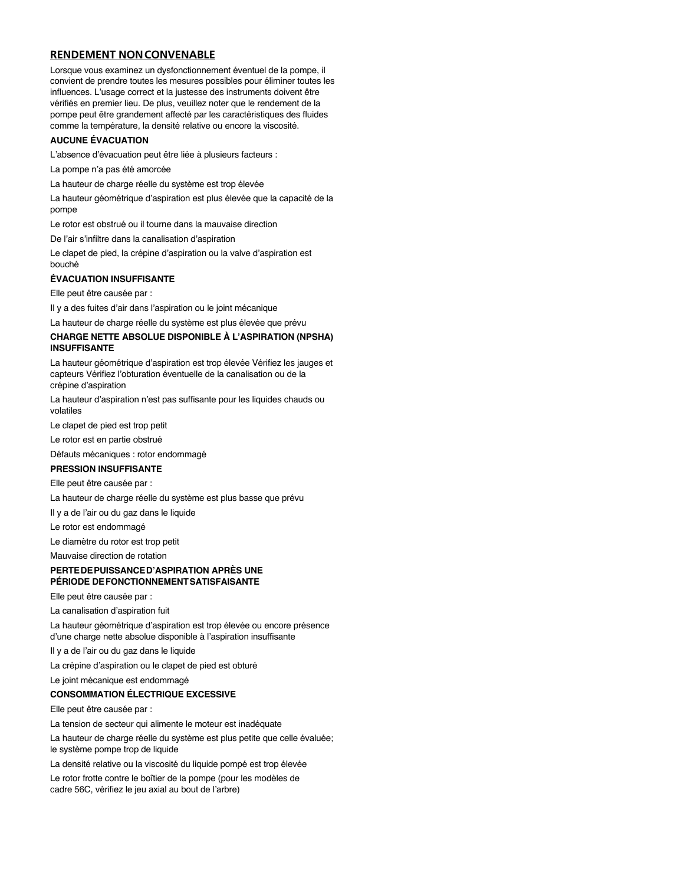## RENDEMENT NON CONVENABLE

Lorsque vous examinez un dysfonctionnement éventuel de la pompe, il convient de prendre toutes les mesures possibles pour éliminer toutes les influences. L'usage correct et la justesse des instruments doivent être vérifiés en premier lieu. De plus, veuillez noter que le rendement de la pompe peut être grandement affecté par les caractéristiques des fluides comme la température, la densité relative ou encore la viscosité.

### AUCUNE ÉVACUATION

L'absence d'évacuation peut être liée à plusieurs facteurs :

La pompe n'a pas été amorcée

La hauteur de charge réelle du système est trop élevée

La hauteur géométrique d'aspiration est plus élevée que la capacité de la pompe

Le rotor est obstrué ou il tourne dans la mauvaise direction

De l'air s'infiltre dans la canalisation d'aspiration

Le clapet de pied, la crépine d'aspiration ou la valve d'aspiration est bouché

### ÉVACUATION INSUFFISANTE

Elle peut être causée par :

Il y a des fuites d'air dans l'aspiration ou le joint mécanique

La hauteur de charge réelle du système est plus élevée que prévu

### CHARGE NETTE ABSOLUE DISPONIBLE À L'ASPIRATION (NPSHA) INSUFFISANTE

La hauteur géométrique d'aspiration est trop élevée Vérifiez les jauges et capteurs Vérifiez l'obturation éventuelle de la canalisation ou de la crépine d'aspiration

La hauteur d'aspiration n'est pas suffisante pour les liquides chauds ou volatiles

Le clapet de pied est trop petit

Le rotor est en partie obstrué

Défauts mécaniques : rotor endommagé

### PRESSION INSUFFISANTE

Elle peut être causée par :

La hauteur de charge réelle du système est plus basse que prévu

Il y a de l'air ou du gaz dans le liquide

Le rotor est endommagé

Le diamètre du rotor est trop petit

Mauvaise direction de rotation

### PERTE DE PUISSANCE D'ASPIRATION APRÈS UNE PÉRIODE DE FONCTIONNEMENT SATISFAISANTE

Elle peut être causée par :

La canalisation d'aspiration fuit

La hauteur géométrique d'aspiration est trop élevée ou encore présence d'une charge nette absolue disponible à l'aspiration insuffisante

Il y a de l'air ou du gaz dans le liquide

La crépine d'aspiration ou le clapet de pied est obturé

Le joint mécanique est endommagé

### CONSOMMATION ÉLECTRIQUE EXCESSIVE

Elle peut être causée par :

La tension de secteur qui alimente le moteur est inadéquate

La hauteur de charge réelle du système est plus petite que celle évaluée; le système pompe trop de liquide

La densité relative ou la viscosité du liquide pompé est trop élevée

Le rotor frotte contre le boîtier de la pompe (pour les modèles de cadre 56C, vérifiez le jeu axial au bout de l'arbre)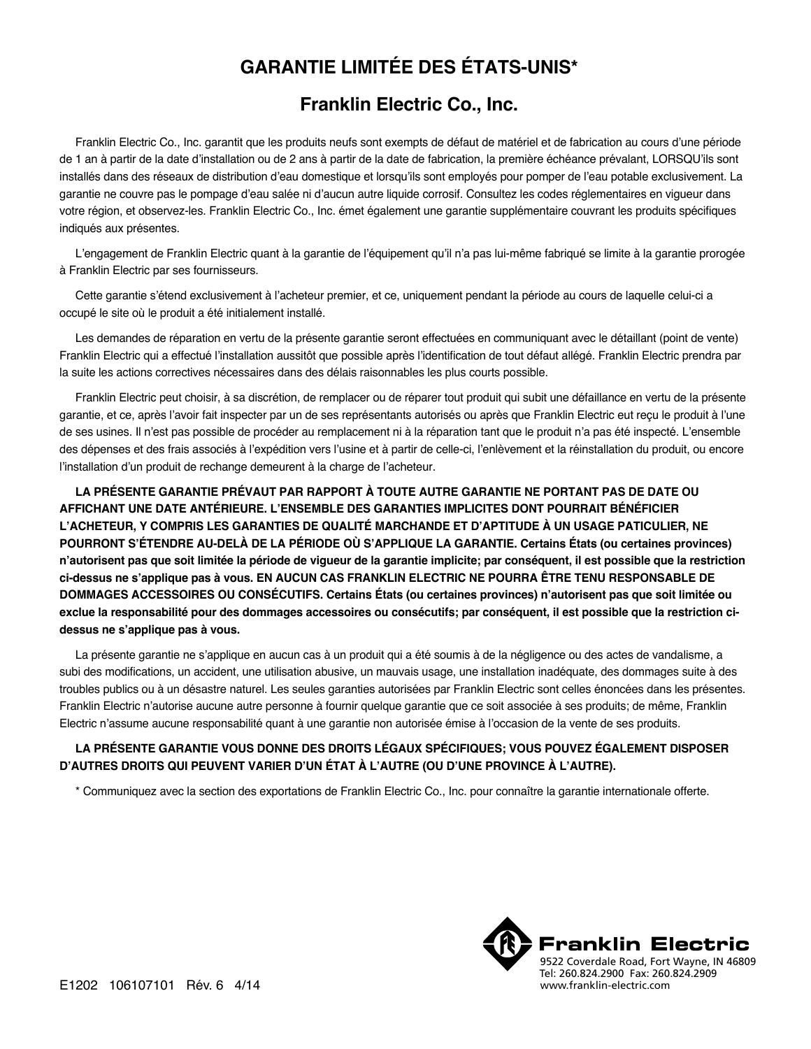# GARANTIE LIMITÉE DES ÉTATS-UNIS*

## Franklin Electric Co., Inc.

Franklin Electric Co., Inc. garantit que les produits neufs sont exempts de défaut de matériel et de fabrication au cours d'une période de 1 an à partir de la date d'installation ou de 2 ans à partir de la date de fabrication, la première échéance prévalant, LORSQU'ils sont installés dans des réseaux de distribution d'eau domestique et lorsqu'ils sont employés pour pomper de l'eau potable exclusivement. La garantie ne couvre pas le pompage d'eau salée ni d'aucun autre liquide corrosif. Consultez les codes réglementaires en vigueur dans votre région, et observez-les. Franklin Electric Co., Inc. émet également une garantie supplémentaire couvrant les produits spécifiques indiqués aux présentes.

L'engagement de Franklin Electric quant à la garantie de l'équipement qu'il n'a pas lui-même fabriqué se limite à la garantie prorogée à Franklin Electric par ses fournisseurs.

Cette garantie s'étend exclusivement à l'acheteur premier, et ce, uniquement pendant la période au cours de laquelle celui-ci a occupé le site où le produit a été initialement installé.

Les demandes de réparation en vertu de la présente garantie seront effectuées en communiquant avec le détaillant (point de vente) Franklin Electric qui a effectué l'installation aussitôt que possible après l'identification de tout défaut allégé. Franklin Electric prendra par la suite les actions correctives nécessaires dans des délais raisonnables les plus courts possible.

Franklin Electric peut choisir, à sa discrétion, de remplacer ou de réparer tout produit qui subit une défaillance en vertu de la présente garantie, et ce, après l'avoir fait inspecter par un de ses représentants autorisés ou après que Franklin Electric eut reçu le produit à l'une de ses usines. Il n'est pas possible de procéder au remplacement ni à la réparation tant que le produit n'a pas été inspecté. L'ensemble des dépenses et des frais associés à l'expédition vers l'usine et à partir de celle-ci, l'enlèvement et la réinstallation du produit, ou encore l'installation d'un produit de rechange demeurent à la charge de l'acheteur.

**LA PRÉSENTE GARANTIE PRÉVAUT PAR RAPPORT À TOUTE AUTRE GARANTIE NE PORTANT PAS DE DATE OU AFFICHANT UNE DATE ANTÉRIEURE. L'ENSEMBLE DES GARANTIES IMPLICITES DONT POURRAIT BÉNÉFICIER L'ACHETEUR, Y COMPRIS LES GARANTIES DE QUALITÉ MARCHANDE ET D'APTITUDE À UN USAGE PATICULIER, NE POURRONT S'ÉTENDRE AU-DELÀ DE LA PÉRIODE OÙ S'APPLIQUE LA GARANTIE. Certains États (ou certaines provinces) n'autorisent pas que soit limitée la période de vigueur de la garantie implicite; par conséquent, il est possible que la restriction ci-dessus ne s'applique pas à vous. EN AUCUN CAS FRANKLIN ELECTRIC NE POURRA ÊTRE TENU RESPONSABLE DE DOMMAGES ACCESSOIRES OU CONSÉCUTIFS. Certains États (ou certaines provinces) n'autorisent pas que soit limitée ou exclue la responsabilité pour des dommages accessoires ou consécutifs; par conséquent, il est possible que la restriction ci-dessus ne s'applique pas à vous.**

La présente garantie ne s'applique en aucun cas à un produit qui a été soumis à de la négligence ou des actes de vandalisme, a subi des modifications, un accident, une utilisation abusive, un mauvais usage, une installation inadéquate, des dommages suite à des troubles publics ou à un désastre naturel. Les seules garanties autorisées par Franklin Electric sont celles énoncées dans les présentes. Franklin Electric n'autorise aucune autre personne à fournir quelque garantie que ce soit associée à ses produits; de même, Franklin Electric n'assume aucune responsabilité quant à une garantie non autorisée émise à l'occasion de la vente de ses produits.

**LA PRÉSENTE GARANTIE VOUS DONNE DES DROITS LÉGAUX SPÉCIFIQUES; VOUS POUVEZ ÉGALEMENT DISPOSER D'AUTRES DROITS QUI PEUVENT VARIER D'UN ÉTAT À L'AUTRE (OU D'UNE PROVINCE À L'AUTRE).**

\* Communiquez avec la section des exportations de Franklin Electric Co., Inc. pour connaître la garantie internationale offerte.

Franklin Electric
9522 Coverdale Road, Fort Wayne, IN 46809
Tel: 260.824.2900 Fax: 260.824.2909
www.franklin-electric.com

E1202 106107101 Rév. 6 4/14